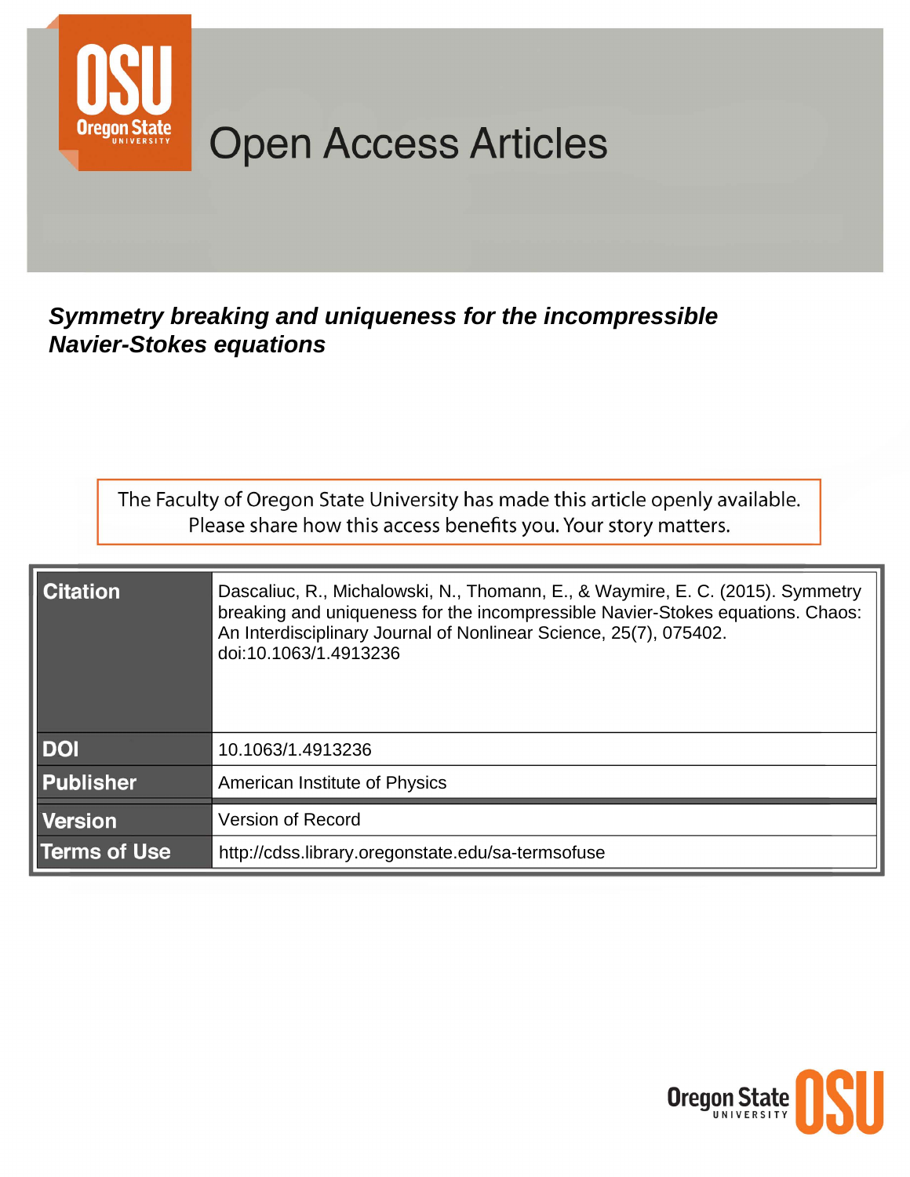# Open Access Articles

## *Symmetry breaking and uniqueness for the incompressible Navier-Stokes equations*

The Faculty of Oregon State University has made this article openly available. Please share how this access benefits you. Your story matters.

| | |
|---|---|
| **Citation** | Dascaliuc, R., Michalowski, N., Thomann, E., & Waymire, E. C. (2015). Symmetry breaking and uniqueness for the incompressible Navier-Stokes equations. Chaos: An Interdisciplinary Journal of Nonlinear Science, 25(7), 075402. doi:10.1063/1.4913236 |
| **DOI** | 10.1063/1.4913236 |
| **Publisher** | American Institute of Physics |
| **Version** | Version of Record |
| **Terms of Use** | http://cdss.library.oregonstate.edu/sa-termsofuse |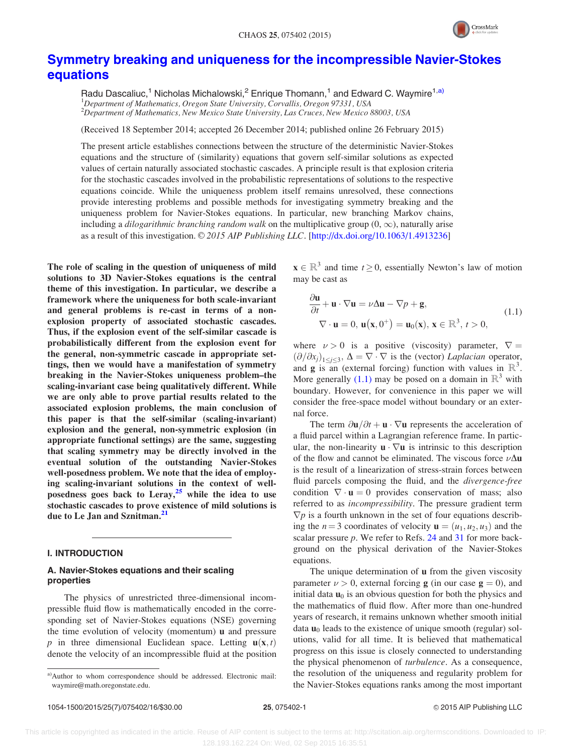# Symmetry breaking and uniqueness for the incompressible Navier-Stokes equations

Radu Dascaliuc,[1] Nicholas Michalowski,[2] Enrique Thomann,[1] and Edward C. Waymire[1,a)]

[1]*Department of Mathematics, Oregon State University, Corvallis, Oregon 97331, USA*
[2]*Department of Mathematics, New Mexico State University, Las Cruces, New Mexico 88003, USA*

(Received 18 September 2014; accepted 26 December 2014; published online 26 February 2015)

The present article establishes connections between the structure of the deterministic Navier-Stokes equations and the structure of (similarity) equations that govern self-similar solutions as expected values of certain naturally associated stochastic cascades. A principle result is that explosion criteria for the stochastic cascades involved in the probabilistic representations of solutions to the respective equations coincide. While the uniqueness problem itself remains unresolved, these connections provide interesting problems and possible methods for investigating symmetry breaking and the uniqueness problem for Navier-Stokes equations. In particular, new branching Markov chains, including a *dilogarithmic branching random walk* on the multiplicative group $(0,\infty)$, naturally arise as a result of this investigation. © *2015 AIP Publishing LLC*. [http://dx.doi.org/10.1063/1.4913236]

**The role of scaling in the question of uniqueness of mild solutions to 3D Navier-Stokes equations is the central theme of this investigation. In particular, we describe a framework where the uniqueness for both scale-invariant and general problems is re-cast in terms of a non-explosion property of associated stochastic cascades. Thus, if the explosion event of the self-similar cascade is probabilistically different from the explosion event for the general, non-symmetric cascade in appropriate settings, then we would have a manifestation of symmetry breaking in the Navier-Stokes uniqueness problem–the scaling-invariant case being qualitatively different. While we are only able to prove partial results related to the associated explosion problems, the main conclusion of this paper is that the self-similar (scaling-invariant) explosion and the general, non-symmetric explosion (in appropriate functional settings) are the same, suggesting that scaling symmetry may be directly involved in the eventual solution of the outstanding Navier-Stokes well-posedness problem. We note that the idea of employing scaling-invariant solutions in the context of well-posedness goes back to Leray,[25] while the idea to use stochastic cascades to prove existence of mild solutions is due to Le Jan and Sznitman.[21]**

## I. INTRODUCTION

### A. Navier-Stokes equations and their scaling properties

The physics of unrestricted three-dimensional incompressible fluid flow is mathematically encoded in the corresponding set of Navier-Stokes equations (NSE) governing the time evolution of velocity (momentum) $\mathbf{u}$ and pressure $p$ in three dimensional Euclidean space. Letting $\mathbf{u}(\mathbf{x},t)$ denote the velocity of an incompressible fluid at the position $\mathbf{x}\in\mathbb{R}^3$ and time $t\geq 0$, essentially Newton's law of motion may be cast as

$$
\begin{aligned}
&\frac{\partial \mathbf{u}}{\partial t}+\mathbf{u}\cdot\nabla\mathbf{u}=\nu\Delta\mathbf{u}-\nabla p+\mathbf{g},\\
&\nabla\cdot\mathbf{u}=0,\ \mathbf{u}(\mathbf{x},0^+)=\mathbf{u}_0(\mathbf{x}),\ \mathbf{x}\in\mathbb{R}^3,\ t>0,
\end{aligned}
\tag{1.1}
$$

where $\nu>0$ is a positive (viscosity) parameter, $\nabla=(\partial/\partial x_j)_{1\leq j\leq 3}$, $\Delta=\nabla\cdot\nabla$ is the (vector) *Laplacian* operator, and $\mathbf{g}$ is an (external forcing) function with values in $\mathbb{R}^3$. More generally (1.1) may be posed on a domain in $\mathbb{R}^3$ with boundary. However, for convenience in this paper we will consider the free-space model without boundary or an external force.

The term $\partial\mathbf{u}/\partial t+\mathbf{u}\cdot\nabla\mathbf{u}$ represents the acceleration of a fluid parcel within a Lagrangian reference frame. In particular, the non-linearity $\mathbf{u}\cdot\nabla\mathbf{u}$ is intrinsic to this description of the flow and cannot be eliminated. The viscous force $\nu\Delta\mathbf{u}$ is the result of a linearization of stress-strain forces between fluid parcels composing the fluid, and the *divergence-free* condition $\nabla\cdot\mathbf{u}=0$ provides conservation of mass; also referred to as *incompressibility*. The pressure gradient term $\nabla p$ is a fourth unknown in the set of four equations describing the $n=3$ coordinates of velocity $\mathbf{u}=(u_1,u_2,u_3)$ and the scalar pressure $p$. We refer to Refs. 24 and 31 for more background on the physical derivation of the Navier-Stokes equations.

The unique determination of $\mathbf{u}$ from the given viscosity parameter $\nu>0$, external forcing $\mathbf{g}$ (in our case $\mathbf{g}=0$), and initial data $\mathbf{u}_0$ is an obvious question for both the physics and the mathematics of fluid flow. After more than one-hundred years of research, it remains unknown whether smooth initial data $\mathbf{u}_0$ leads to the existence of unique smooth (regular) solutions, valid for all time. It is believed that mathematical progress on this issue is closely connected to understanding the physical phenomenon of *turbulence*. As a consequence, the resolution of the uniqueness and regularity problem for the Navier-Stokes equations ranks among the most important

a)Author to whom correspondence should be addressed. Electronic mail: waymire@math.oregonstate.edu.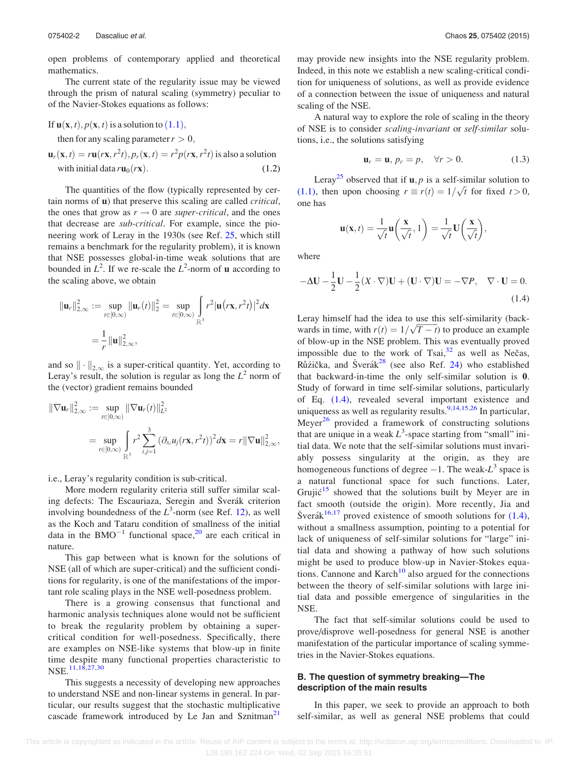open problems of contemporary applied and theoretical mathematics.

The current state of the regularity issue may be viewed through the prism of natural scaling (symmetry) peculiar to of the Navier-Stokes equations as follows:

If $\mathbf{u}(\mathbf{x},t), p(\mathbf{x},t)$ is a solution to (1.1),

then for any scaling parameter $r > 0$,

$$\mathbf{u}_r(\mathbf{x},t) = r\mathbf{u}(r\mathbf{x}, r^2 t), p_r(\mathbf{x},t) = r^2 p(r\mathbf{x}, r^2 t) \text{ is also a solution with initial data } r\mathbf{u}_0(r\mathbf{x}). \tag{1.2}$$

The quantities of the flow (typically represented by certain norms of $\mathbf{u}$) that preserve this scaling are called *critical*, the ones that grow as $r \to 0$ are *super-critical*, and the ones that decrease are *sub-critical*. For example, since the pioneering work of Leray in the 1930s (see Ref. 25, which still remains a benchmark for the regularity problem), it is known that NSE possesses global-in-time weak solutions that are bounded in $L^2$. If we re-scale the $L^2$-norm of $\mathbf{u}$ according to the scaling above, we obtain

$$\|\mathbf{u}_r\|_{2,\infty}^2 := \sup_{t\in[0,\infty)} \|\mathbf{u}_r(t)\|_2^2 = \sup_{t\in[0,\infty)} \int_{\mathbb{R}^3} r^2 |\mathbf{u}(r\mathbf{x}, r^2 t)|^2 d\mathbf{x} = \frac{1}{r}\|\mathbf{u}\|_{2,\infty}^2,$$

and so $\|\cdot\|_{2,\infty}$ is a super-critical quantity. Yet, according to Leray's result, the solution is regular as long the $L^2$ norm of the (vector) gradient remains bounded

$$\|\nabla \mathbf{u}_r\|_{2,\infty}^2 := \sup_{t\in[0,\infty)} \|\nabla \mathbf{u}_r(t)\|_{L^2}^2 = \sup_{t\in[0,\infty)} \int_{\mathbb{R}^3} r^2 \sum_{i,j=1}^3 (\partial_{x_i} u_j(r\mathbf{x}, r^2 t))^2 d\mathbf{x} = r\|\nabla \mathbf{u}\|_{2,\infty}^2,$$

i.e., Leray's regularity condition is sub-critical.

More modern regularity criteria still suffer similar scaling defects: The Escauriaza, Seregin and Šverák criterion involving boundedness of the $L^3$-norm (see Ref. 12), as well as the Koch and Tataru condition of smallness of the initial data in the $\text{BMO}^{-1}$ functional space,[20] are each critical in nature.

This gap between what is known for the solutions of NSE (all of which are super-critical) and the sufficient conditions for regularity, is one of the manifestations of the important role scaling plays in the NSE well-posedness problem.

There is a growing consensus that functional and harmonic analysis techniques alone would not be sufficient to break the regularity problem by obtaining a super-critical condition for well-posedness. Specifically, there are examples on NSE-like systems that blow-up in finite time despite many functional properties characteristic to NSE.[11,18,27,30]

This suggests a necessity of developing new approaches to understand NSE and non-linear systems in general. In particular, our results suggest that the stochastic multiplicative cascade framework introduced by Le Jan and Sznitman[21] may provide new insights into the NSE regularity problem. Indeed, in this note we establish a new scaling-critical condition for uniqueness of solutions, as well as provide evidence of a connection between the issue of uniqueness and natural scaling of the NSE.

A natural way to explore the role of scaling in the theory of NSE is to consider *scaling-invariant* or *self-similar* solutions, i.e., the solutions satisfying

$$\mathbf{u}_r = \mathbf{u}, \; p_r = p, \quad \forall r > 0. \tag{1.3}$$

Leray[25] observed that if $\mathbf{u}, p$ is a self-similar solution to (1.1), then upon choosing $r \equiv r(t) = 1/\sqrt{t}$ for fixed $t > 0$, one has

$$\mathbf{u}(\mathbf{x},t) = \frac{1}{\sqrt{t}}\mathbf{u}\left(\frac{\mathbf{x}}{\sqrt{t}}, 1\right) = \frac{1}{\sqrt{t}}\mathbf{U}\left(\frac{\mathbf{x}}{\sqrt{t}}\right),$$

where

$$-\Delta \mathbf{U} - \frac{1}{2}\mathbf{U} - \frac{1}{2}(X\cdot\nabla)\mathbf{U} + (\mathbf{U}\cdot\nabla)\mathbf{U} = -\nabla P, \quad \nabla\cdot\mathbf{U} = 0. \tag{1.4}$$

Leray himself had the idea to use this self-similarity (backwards in time, with $r(t) = 1/\sqrt{T-t}$) to produce an example of blow-up in the NSE problem. This was eventually proved impossible due to the work of Tsai,[32] as well as Nečas, Růžička, and Šverák[28] (see also Ref. 24) who established that backward-in-time the only self-similar solution is $\mathbf{0}$. Study of forward in time self-similar solutions, particularly of Eq. (1.4), revealed several important existence and uniqueness as well as regularity results.[9,14,15,26] In particular, Meyer[26] provided a framework of constructing solutions that are unique in a weak $L^3$-space starting from "small" initial data. We note that the self-similar solutions must invariably possess singularity at the origin, as they are homogeneous functions of degree $-1$. The weak-$L^3$ space is a natural functional space for such functions. Later, Grujić[15] showed that the solutions built by Meyer are in fact smooth (outside the origin). More recently, Jia and Šverák[16,17] proved existence of smooth solutions for (1.4), without a smallness assumption, pointing to a potential for lack of uniqueness of self-similar solutions for "large" initial data and showing a pathway of how such solutions might be used to produce blow-up in Navier-Stokes equations. Cannone and Karch[10] also argued for the connections between the theory of self-similar solutions with large initial data and possible emergence of singularities in the NSE.

The fact that self-similar solutions could be used to prove/disprove well-posedness for general NSE is another manifestation of the particular importance of scaling symmetries in the Navier-Stokes equations.

### B. The question of symmetry breaking—The description of the main results

In this paper, we seek to provide an approach to both self-similar, as well as general NSE problems that could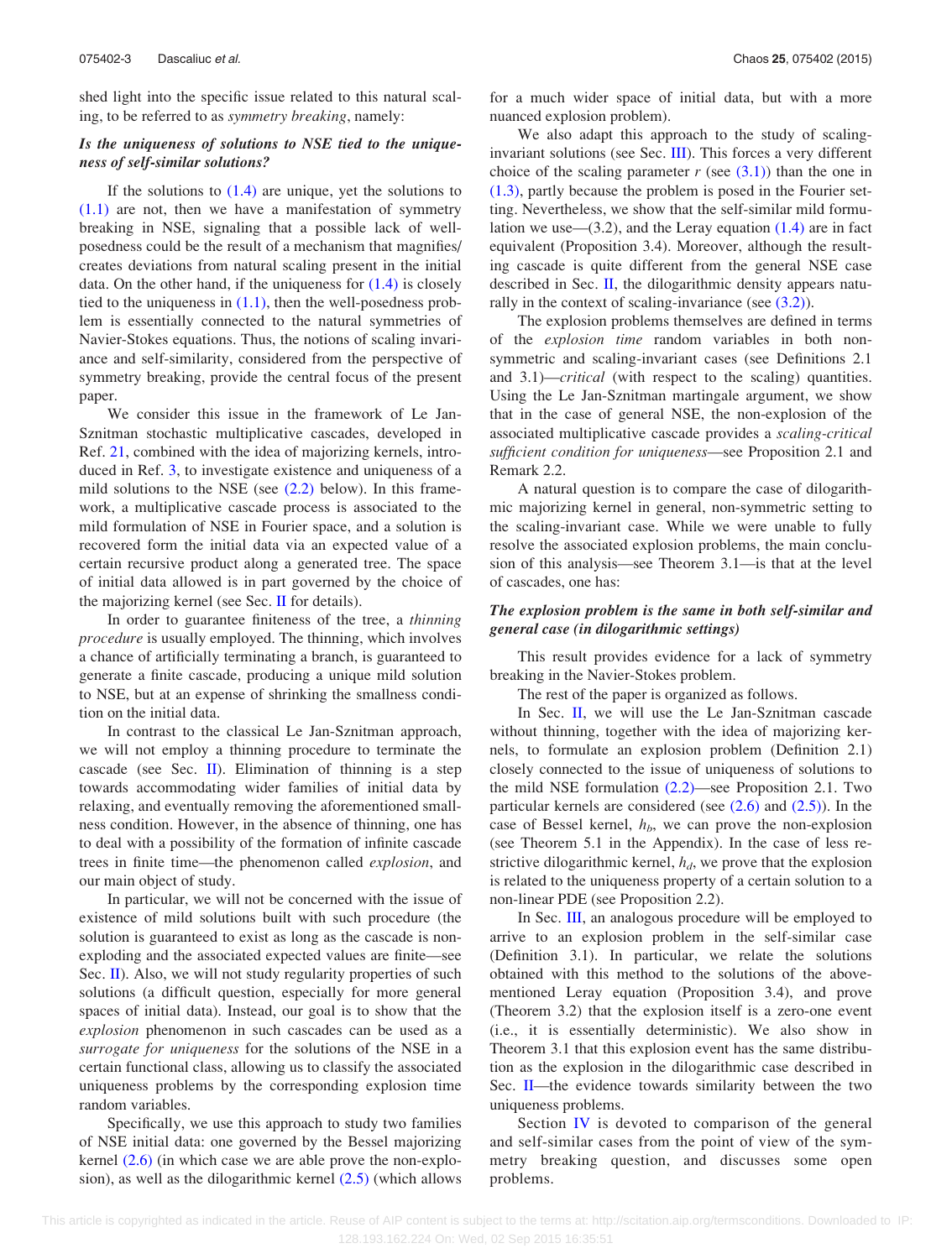shed light into the specific issue related to this natural scaling, to be referred to as *symmetry breaking*, namely:

***Is the uniqueness of solutions to NSE tied to the uniqueness of self-similar solutions?***

If the solutions to (1.4) are unique, yet the solutions to (1.1) are not, then we have a manifestation of symmetry breaking in NSE, signaling that a possible lack of well-posedness could be the result of a mechanism that magnifies/creates deviations from natural scaling present in the initial data. On the other hand, if the uniqueness for (1.4) is closely tied to the uniqueness in (1.1), then the well-posedness problem is essentially connected to the natural symmetries of Navier-Stokes equations. Thus, the notions of scaling invariance and self-similarity, considered from the perspective of symmetry breaking, provide the central focus of the present paper.

We consider this issue in the framework of Le Jan-Sznitman stochastic multiplicative cascades, developed in Ref. 21, combined with the idea of majorizing kernels, introduced in Ref. 3, to investigate existence and uniqueness of a mild solutions to the NSE (see (2.2) below). In this framework, a multiplicative cascade process is associated to the mild formulation of NSE in Fourier space, and a solution is recovered form the initial data via an expected value of a certain recursive product along a generated tree. The space of initial data allowed is in part governed by the choice of the majorizing kernel (see Sec. II for details).

In order to guarantee finiteness of the tree, a *thinning procedure* is usually employed. The thinning, which involves a chance of artificially terminating a branch, is guaranteed to generate a finite cascade, producing a unique mild solution to NSE, but at an expense of shrinking the smallness condition on the initial data.

In contrast to the classical Le Jan-Sznitman approach, we will not employ a thinning procedure to terminate the cascade (see Sec. II). Elimination of thinning is a step towards accommodating wider families of initial data by relaxing, and eventually removing the aforementioned smallness condition. However, in the absence of thinning, one has to deal with a possibility of the formation of infinite cascade trees in finite time—the phenomenon called *explosion*, and our main object of study.

In particular, we will not be concerned with the issue of existence of mild solutions built with such procedure (the solution is guaranteed to exist as long as the cascade is non-exploding and the associated expected values are finite—see Sec. II). Also, we will not study regularity properties of such solutions (a difficult question, especially for more general spaces of initial data). Instead, our goal is to show that the *explosion* phenomenon in such cascades can be used as a *surrogate for uniqueness* for the solutions of the NSE in a certain functional class, allowing us to classify the associated uniqueness problems by the corresponding explosion time random variables.

Specifically, we use this approach to study two families of NSE initial data: one governed by the Bessel majorizing kernel (2.6) (in which case we are able prove the non-explosion), as well as the dilogarithmic kernel (2.5) (which allows for a much wider space of initial data, but with a more nuanced explosion problem).

We also adapt this approach to the study of scaling-invariant solutions (see Sec. III). This forces a very different choice of the scaling parameter $r$ (see (3.1)) than the one in (1.3), partly because the problem is posed in the Fourier setting. Nevertheless, we show that the self-similar mild formulation we use—(3.2), and the Leray equation (1.4) are in fact equivalent (Proposition 3.4). Moreover, although the resulting cascade is quite different from the general NSE case described in Sec. II, the dilogarithmic density appears naturally in the context of scaling-invariance (see (3.2)).

The explosion problems themselves are defined in terms of the *explosion time* random variables in both non-symmetric and scaling-invariant cases (see Definitions 2.1 and 3.1)—*critical* (with respect to the scaling) quantities. Using the Le Jan-Sznitman martingale argument, we show that in the case of general NSE, the non-explosion of the associated multiplicative cascade provides a *scaling-critical sufficient condition for uniqueness*—see Proposition 2.1 and Remark 2.2.

A natural question is to compare the case of dilogarithmic majorizing kernel in general, non-symmetric setting to the scaling-invariant case. While we were unable to fully resolve the associated explosion problems, the main conclusion of this analysis—see Theorem 3.1—is that at the level of cascades, one has:

***The explosion problem is the same in both self-similar and general case (in dilogarithmic settings)***

This result provides evidence for a lack of symmetry breaking in the Navier-Stokes problem.

The rest of the paper is organized as follows.

In Sec. II, we will use the Le Jan-Sznitman cascade without thinning, together with the idea of majorizing kernels, to formulate an explosion problem (Definition 2.1) closely connected to the issue of uniqueness of solutions to the mild NSE formulation (2.2)—see Proposition 2.1. Two particular kernels are considered (see (2.6) and (2.5)). In the case of Bessel kernel, $h_b$, we can prove the non-explosion (see Theorem 5.1 in the Appendix). In the case of less restrictive dilogarithmic kernel, $h_d$, we prove that the explosion is related to the uniqueness property of a certain solution to a non-linear PDE (see Proposition 2.2).

In Sec. III, an analogous procedure will be employed to arrive to an explosion problem in the self-similar case (Definition 3.1). In particular, we relate the solutions obtained with this method to the solutions of the above-mentioned Leray equation (Proposition 3.4), and prove (Theorem 3.2) that the explosion itself is a zero-one event (i.e., it is essentially deterministic). We also show in Theorem 3.1 that this explosion event has the same distribution as the explosion in the dilogarithmic case described in Sec. II—the evidence towards similarity between the two uniqueness problems.

Section IV is devoted to comparison of the general and self-similar cases from the point of view of the symmetry breaking question, and discusses some open problems.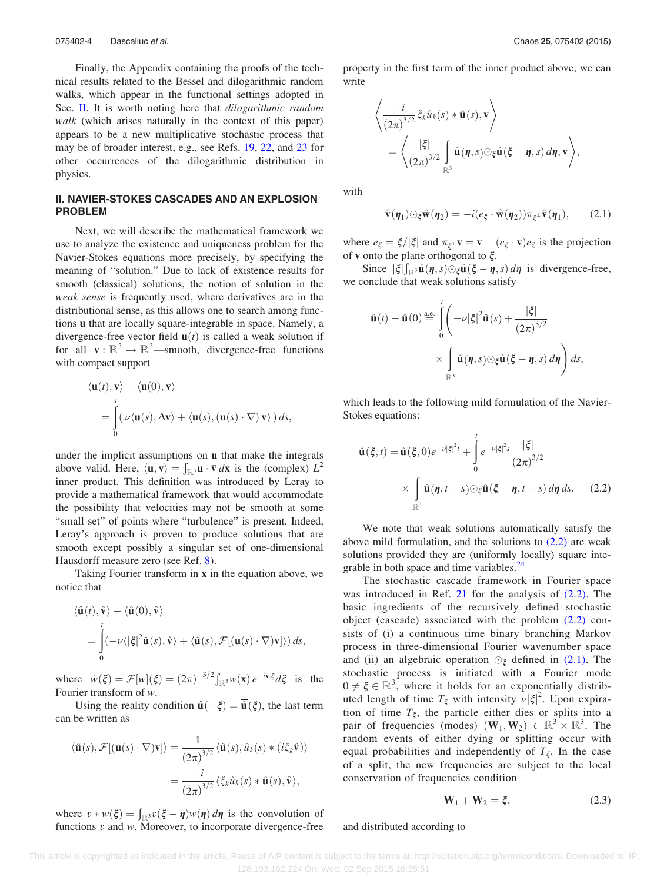Finally, the Appendix containing the proofs of the technical results related to the Bessel and dilogarithmic random walks, which appear in the functional settings adopted in Sec. II. It is worth noting here that *dilogarithmic random walk* (which arises naturally in the context of this paper) appears to be a new multiplicative stochastic process that may be of broader interest, e.g., see Refs. 19, 22, and 23 for other occurrences of the dilogarithmic distribution in physics.

## II. NAVIER-STOKES CASCADES AND AN EXPLOSION PROBLEM

Next, we will describe the mathematical framework we use to analyze the existence and uniqueness problem for the Navier-Stokes equations more precisely, by specifying the meaning of "solution." Due to lack of existence results for smooth (classical) solutions, the notion of solution in the *weak sense* is frequently used, where derivatives are in the distributional sense, as this allows one to search among functions $\mathbf{u}$ that are locally square-integrable in space. Namely, a divergence-free vector field $\mathbf{u}(t)$ is called a weak solution if for all $\mathbf{v} : \mathbb{R}^3 \to \mathbb{R}^3$—smooth, divergence-free functions with compact support

$$
\langle \mathbf{u}(t), \mathbf{v} \rangle - \langle \mathbf{u}(0), \mathbf{v} \rangle = \int_0^t ( \nu \langle \mathbf{u}(s), \Delta \mathbf{v} \rangle + \langle \mathbf{u}(s), (\mathbf{u}(s) \cdot \nabla)\, \mathbf{v} \rangle )\, ds,
$$

under the implicit assumptions on $\mathbf{u}$ that make the integrals above valid. Here, $\langle \mathbf{u}, \mathbf{v} \rangle = \int_{\mathbb{R}^3} \mathbf{u} \cdot \bar{\mathbf{v}}\, d\mathbf{x}$ is the (complex) $L^2$ inner product. This definition was introduced by Leray to provide a mathematical framework that would accommodate the possibility that velocities may not be smooth at some "small set" of points where "turbulence" is present. Indeed, Leray's approach is proven to produce solutions that are smooth except possibly a singular set of one-dimensional Hausdorff measure zero (see Ref. 8).

Taking Fourier transform in $\mathbf{x}$ in the equation above, we notice that

$$
\langle \hat{\mathbf{u}}(t), \hat{\mathbf{v}} \rangle - \langle \hat{\mathbf{u}}(0), \hat{\mathbf{v}} \rangle = \int_0^t (-\nu \langle |\boldsymbol{\xi}|^2 \hat{\mathbf{u}}(s), \hat{\mathbf{v}} \rangle + \langle \hat{\mathbf{u}}(s), \mathcal{F}[(\mathbf{u}(s) \cdot \nabla)\mathbf{v}] \rangle)\, ds,
$$

where $\hat{w}(\boldsymbol{\xi}) = \mathcal{F}[w](\boldsymbol{\xi}) = (2\pi)^{-3/2} \int_{\mathbb{R}^3} w(\mathbf{x})\, e^{-i\mathbf{x}\cdot\boldsymbol{\xi}} d\boldsymbol{\xi}$ is the Fourier transform of $w$.

Using the reality condition $\hat{\mathbf{u}}(-\boldsymbol{\xi}) = \bar{\hat{\mathbf{u}}}(\boldsymbol{\xi})$, the last term can be written as

$$
\begin{aligned}
\langle \hat{\mathbf{u}}(s), \mathcal{F}[(\mathbf{u}(s) \cdot \nabla)\mathbf{v}] \rangle &= \frac{1}{(2\pi)^{3/2}} \langle \hat{\mathbf{u}}(s), \hat{u}_k(s) * (i\xi_k \hat{\mathbf{v}}) \rangle \\
&= \frac{-i}{(2\pi)^{3/2}} \langle \xi_k \hat{u}_k(s) * \hat{\mathbf{u}}(s), \hat{\mathbf{v}} \rangle,
\end{aligned}
$$

where $v * w(\boldsymbol{\xi}) = \int_{\mathbb{R}^3} v(\boldsymbol{\xi} - \boldsymbol{\eta}) w(\boldsymbol{\eta})\, d\boldsymbol{\eta}$ is the convolution of functions $v$ and $w$. Moreover, to incorporate divergence-free property in the first term of the inner product above, we can write

$$
\left\langle \frac{-i}{(2\pi)^{3/2}} \xi_k \hat{u}_k(s) * \hat{\mathbf{u}}(s), \mathbf{v} \right\rangle = \left\langle \frac{|\boldsymbol{\xi}|}{(2\pi)^{3/2}} \int_{\mathbb{R}^3} \hat{\mathbf{u}}(\boldsymbol{\eta}, s) \odot_{\boldsymbol{\xi}} \hat{\mathbf{u}}(\boldsymbol{\xi} - \boldsymbol{\eta}, s)\, d\boldsymbol{\eta}, \mathbf{v} \right\rangle,
$$

with

$$
\hat{\mathbf{v}}(\boldsymbol{\eta}_1) \odot_{\boldsymbol{\xi}} \hat{\mathbf{w}}(\boldsymbol{\eta}_2) = -i(e_{\boldsymbol{\xi}} \cdot \hat{\mathbf{w}}(\boldsymbol{\eta}_2)) \pi_{\boldsymbol{\xi}^\perp} \hat{\mathbf{v}}(\boldsymbol{\eta}_1), \tag{2.1}
$$

where $e_{\boldsymbol{\xi}} = \boldsymbol{\xi}/|\boldsymbol{\xi}|$ and $\pi_{\boldsymbol{\xi}^\perp} \mathbf{v} = \mathbf{v} - (e_{\boldsymbol{\xi}} \cdot \mathbf{v}) e_{\boldsymbol{\xi}}$ is the projection of $\mathbf{v}$ onto the plane orthogonal to $\boldsymbol{\xi}$.

Since $|\boldsymbol{\xi}| \int_{\mathbb{R}^3} \hat{\mathbf{u}}(\boldsymbol{\eta}, s) \odot_{\boldsymbol{\xi}} \hat{\mathbf{u}}(\boldsymbol{\xi} - \boldsymbol{\eta}, s)\, d\eta$ is divergence-free, we conclude that weak solutions satisfy

$$
\hat{\mathbf{u}}(t) - \hat{\mathbf{u}}(0) \overset{\text{a.e.}}{=} \int_0^t \left( -\nu |\boldsymbol{\xi}|^2 \hat{\mathbf{u}}(s) + \frac{|\boldsymbol{\xi}|}{(2\pi)^{3/2}} \times \int_{\mathbb{R}^3} \hat{\mathbf{u}}(\boldsymbol{\eta}, s) \odot_{\boldsymbol{\xi}} \hat{\mathbf{u}}(\boldsymbol{\xi} - \boldsymbol{\eta}, s)\, d\boldsymbol{\eta} \right) ds,
$$

which leads to the following mild formulation of the Navier-Stokes equations:

$$
\hat{\mathbf{u}}(\boldsymbol{\xi}, t) = \hat{\mathbf{u}}(\boldsymbol{\xi}, 0) e^{-\nu|\boldsymbol{\xi}|^2 t} + \int_0^t e^{-\nu|\boldsymbol{\xi}|^2 s} \frac{|\boldsymbol{\xi}|}{(2\pi)^{3/2}} \times \int_{\mathbb{R}^3} \hat{\mathbf{u}}(\boldsymbol{\eta}, t - s) \odot_{\boldsymbol{\xi}} \hat{\mathbf{u}}(\boldsymbol{\xi} - \boldsymbol{\eta}, t - s)\, d\boldsymbol{\eta}\, ds. \tag{2.2}
$$

We note that weak solutions automatically satisfy the above mild formulation, and the solutions to (2.2) are weak solutions provided they are (uniformly locally) square integrable in both space and time variables.[24]

The stochastic cascade framework in Fourier space was introduced in Ref. 21 for the analysis of (2.2). The basic ingredients of the recursively defined stochastic object (cascade) associated with the problem (2.2) consists of (i) a continuous time binary branching Markov process in three-dimensional Fourier wavenumber space and (ii) an algebraic operation $\odot_{\boldsymbol{\xi}}$ defined in (2.1). The stochastic process is initiated with a Fourier mode $0 \neq \boldsymbol{\xi} \in \mathbb{R}^3$, where it holds for an exponentially distributed length of time $T_{\boldsymbol{\xi}}$ with intensity $\nu|\boldsymbol{\xi}|^2$. Upon expiration of time $T_{\boldsymbol{\xi}}$, the particle either dies or splits into a pair of frequencies (modes) $(\mathbf{W}_1, \mathbf{W}_2) \in \mathbb{R}^3 \times \mathbb{R}^3$. The random events of either dying or splitting occur with equal probabilities and independently of $T_{\boldsymbol{\xi}}$. In the case of a split, the new frequencies are subject to the local conservation of frequencies condition

$$
\mathbf{W}_1 + \mathbf{W}_2 = \boldsymbol{\xi}, \tag{2.3}
$$

and distributed according to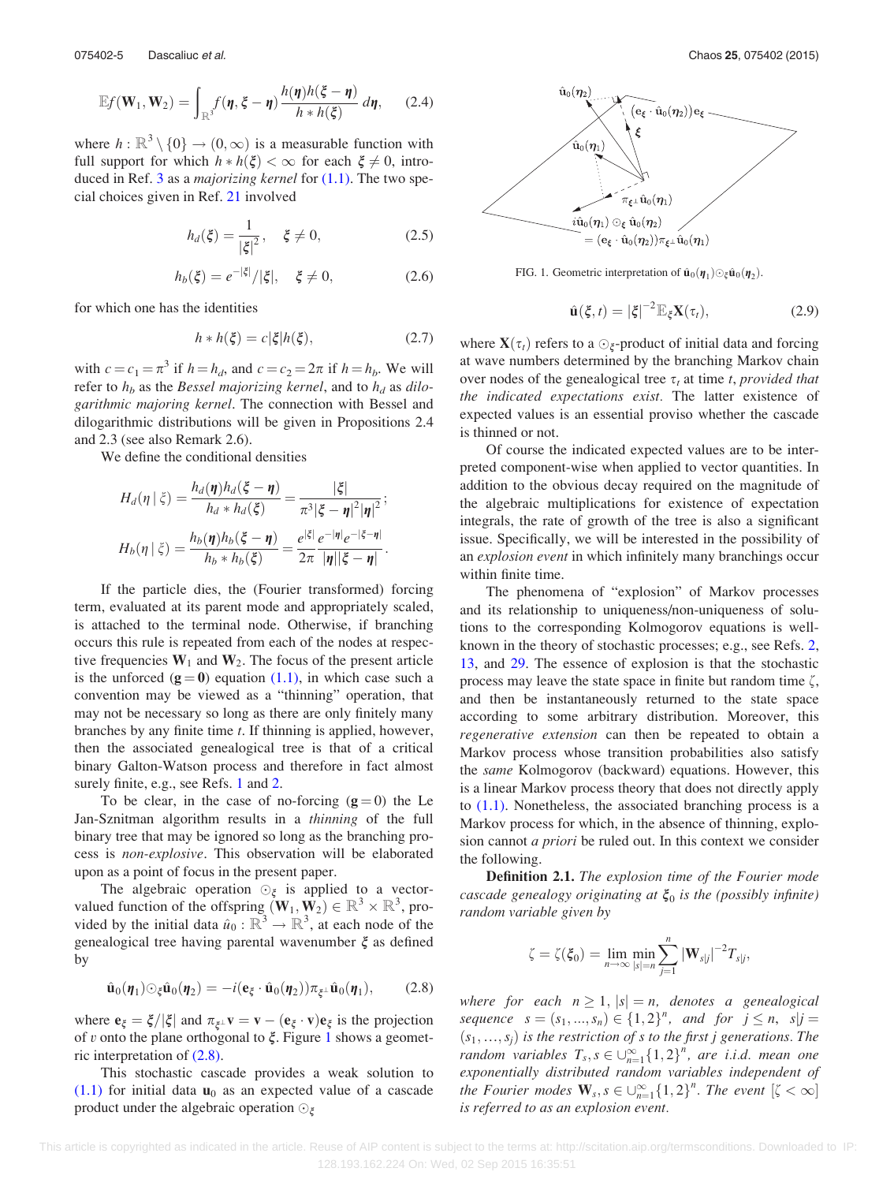$$\mathbb{E}f(\mathbf{W}_1, \mathbf{W}_2) = \int_{\mathbb{R}^3} f(\boldsymbol{\eta}, \boldsymbol{\xi} - \boldsymbol{\eta}) \frac{h(\boldsymbol{\eta})h(\boldsymbol{\xi} - \boldsymbol{\eta})}{h * h(\boldsymbol{\xi})} \, d\boldsymbol{\eta}, \qquad (2.4)$$

where $h : \mathbb{R}^3 \setminus \{0\} \to (0, \infty)$ is a measurable function with full support for which $h * h(\boldsymbol{\xi}) < \infty$ for each $\boldsymbol{\xi} \neq 0$, introduced in Ref. 3 as a *majorizing kernel* for (1.1). The two special choices given in Ref. 21 involved

$$h_d(\boldsymbol{\xi}) = \frac{1}{|\boldsymbol{\xi}|^2}, \quad \boldsymbol{\xi} \neq 0, \qquad (2.5)$$

$$h_b(\boldsymbol{\xi}) = e^{-|\boldsymbol{\xi}|}/|\boldsymbol{\xi}|, \quad \boldsymbol{\xi} \neq 0, \qquad (2.6)$$

for which one has the identities

$$h * h(\boldsymbol{\xi}) = c|\boldsymbol{\xi}|h(\boldsymbol{\xi}), \qquad (2.7)$$

with $c = c_1 = \pi^3$ if $h = h_d$, and $c = c_2 = 2\pi$ if $h = h_b$. We will refer to $h_b$ as the *Bessel majorizing kernel*, and to $h_d$ as *dilogarithmic majoring kernel*. The connection with Bessel and dilogarithmic distributions will be given in Propositions 2.4 and 2.3 (see also Remark 2.6).

We define the conditional densities

$$H_d(\eta \mid \xi) = \frac{h_d(\boldsymbol{\eta})h_d(\boldsymbol{\xi} - \boldsymbol{\eta})}{h_d * h_d(\boldsymbol{\xi})} = \frac{|\boldsymbol{\xi}|}{\pi^3 |\boldsymbol{\xi} - \boldsymbol{\eta}|^2 |\boldsymbol{\eta}|^2};$$

$$H_b(\eta \mid \xi) = \frac{h_b(\boldsymbol{\eta})h_b(\boldsymbol{\xi} - \boldsymbol{\eta})}{h_b * h_b(\boldsymbol{\xi})} = \frac{e^{|\boldsymbol{\xi}|}}{2\pi} \frac{e^{-|\boldsymbol{\eta}|}e^{-|\boldsymbol{\xi} - \boldsymbol{\eta}|}}{|\boldsymbol{\eta}||\boldsymbol{\xi} - \boldsymbol{\eta}|}.$$

If the particle dies, the (Fourier transformed) forcing term, evaluated at its parent mode and appropriately scaled, is attached to the terminal node. Otherwise, if branching occurs this rule is repeated from each of the nodes at respective frequencies $\mathbf{W}_1$ and $\mathbf{W}_2$. The focus of the present article is the unforced $(\mathbf{g} = \mathbf{0})$ equation (1.1), in which case such a convention may be viewed as a "thinning" operation, that may not be necessary so long as there are only finitely many branches by any finite time $t$. If thinning is applied, however, then the associated genealogical tree is that of a critical binary Galton-Watson process and therefore in fact almost surely finite, e.g., see Refs. 1 and 2.

To be clear, in the case of no-forcing $(\mathbf{g} = 0)$ the Le Jan-Sznitman algorithm results in a *thinning* of the full binary tree that may be ignored so long as the branching process is *non-explosive*. This observation will be elaborated upon as a point of focus in the present paper.

The algebraic operation $\odot_{\xi}$ is applied to a vector-valued function of the offspring $(\mathbf{W}_1, \mathbf{W}_2) \in \mathbb{R}^3 \times \mathbb{R}^3$, provided by the initial data $\hat{u}_0 : \mathbb{R}^3 \to \mathbb{R}^3$, at each node of the genealogical tree having parental wavenumber $\boldsymbol{\xi}$ as defined by

$$\hat{\mathbf{u}}_0(\boldsymbol{\eta}_1) \odot_{\xi} \hat{\mathbf{u}}_0(\boldsymbol{\eta}_2) = -i(\mathbf{e}_{\xi} \cdot \hat{\mathbf{u}}_0(\boldsymbol{\eta}_2)) \pi_{\xi^{\perp}} \hat{\mathbf{u}}_0(\boldsymbol{\eta}_1), \qquad (2.8)$$

where $\mathbf{e}_{\xi} = \boldsymbol{\xi}/|\boldsymbol{\xi}|$ and $\pi_{\xi^{\perp}} \mathbf{v} = \mathbf{v} - (\mathbf{e}_{\xi} \cdot \mathbf{v})\mathbf{e}_{\xi}$ is the projection of $v$ onto the plane orthogonal to $\boldsymbol{\xi}$. Figure 1 shows a geometric interpretation of (2.8).

This stochastic cascade provides a weak solution to (1.1) for initial data $\mathbf{u}_0$ as an expected value of a cascade product under the algebraic operation $\odot_{\xi}$

FIG. 1. Geometric interpretation of $\hat{\mathbf{u}}_0(\boldsymbol{\eta}_1) \odot_{\xi} \hat{\mathbf{u}}_0(\boldsymbol{\eta}_2)$.

$$\hat{\mathbf{u}}(\boldsymbol{\xi}, t) = |\boldsymbol{\xi}|^{-2} \mathbb{E}_{\xi} \mathbf{X}(\tau_t), \qquad (2.9)$$

where $\mathbf{X}(\tau_t)$ refers to a $\odot_{\xi}$-product of initial data and forcing at wave numbers determined by the branching Markov chain over nodes of the genealogical tree $\tau_t$ at time $t$, *provided that the indicated expectations exist.* The latter existence of expected values is an essential proviso whether the cascade is thinned or not.

Of course the indicated expected values are to be interpreted component-wise when applied to vector quantities. In addition to the obvious decay required on the magnitude of the algebraic multiplications for existence of expectation integrals, the rate of growth of the tree is also a significant issue. Specifically, we will be interested in the possibility of an *explosion event* in which infinitely many branchings occur within finite time.

The phenomena of "explosion" of Markov processes and its relationship to uniqueness/non-uniqueness of solutions to the corresponding Kolmogorov equations is well-known in the theory of stochastic processes; e.g., see Refs. 2, 13, and 29. The essence of explosion is that the stochastic process may leave the state space in finite but random time $\zeta$, and then be instantaneously returned to the state space according to some arbitrary distribution. Moreover, this *regenerative extension* can then be repeated to obtain a Markov process whose transition probabilities also satisfy the *same* Kolmogorov (backward) equations. However, this is a linear Markov process theory that does not directly apply to (1.1). Nonetheless, the associated branching process is a Markov process for which, in the absence of thinning, explosion cannot *a priori* be ruled out. In this context we consider the following.

**Definition 2.1.** *The explosion time of the Fourier mode cascade genealogy originating at $\boldsymbol{\xi}_0$ is the (possibly infinite) random variable given by*

$$\zeta = \zeta(\boldsymbol{\xi}_0) = \lim_{n \to \infty} \min_{|s|=n} \sum_{j=1}^{n} |\mathbf{W}_{s|j}|^{-2} T_{s|j},$$

*where for each $n \geq 1$, $|s| = n$, denotes a genealogical sequence $s = (s_1, \ldots, s_n) \in \{1, 2\}^n$, and for $j \leq n$, $s|j = (s_1, \ldots, s_j)$ is the restriction of $s$ to the first $j$ generations. The random variables $T_s, s \in \cup_{n=1}^{\infty}\{1, 2\}^n$, are i.i.d. mean one exponentially distributed random variables independent of the Fourier modes $\mathbf{W}_s, s \in \cup_{n=1}^{\infty}\{1, 2\}^n$. The event $[\zeta < \infty]$ is referred to as an explosion event.*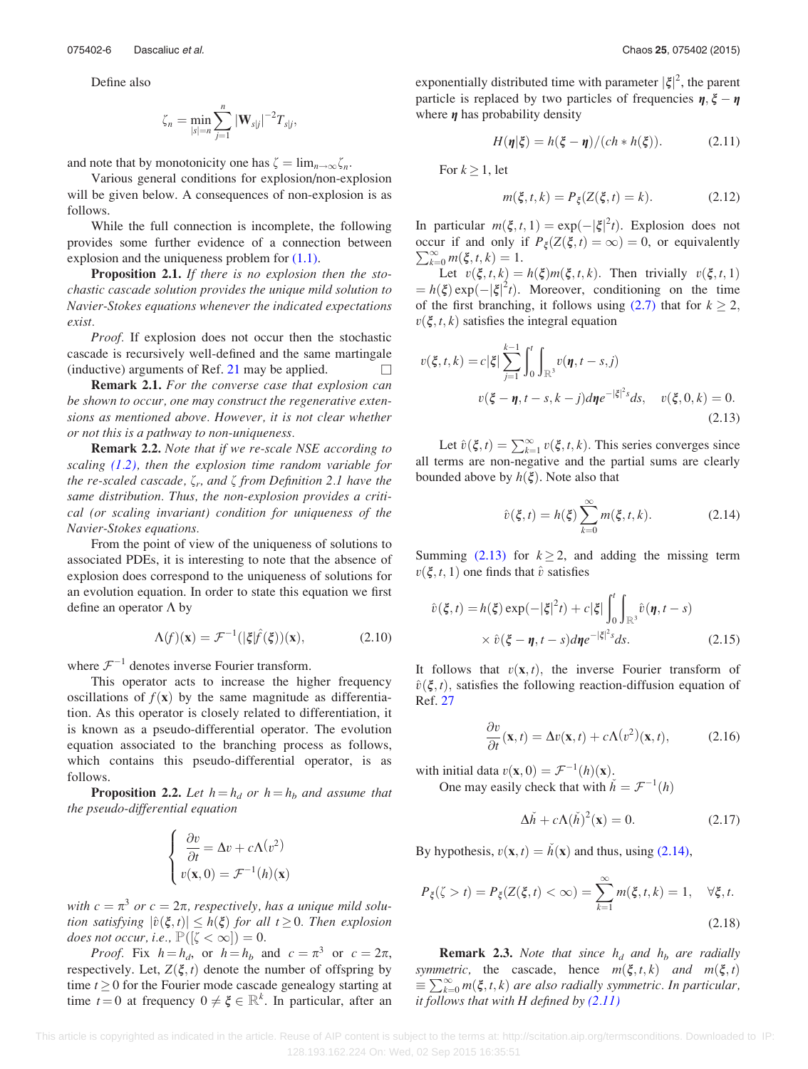Define also

$$\zeta_n = \min_{|s|=n} \sum_{j=1}^{n} |\mathbf{W}_{s|j}|^{-2} T_{s|j},$$

and note that by monotonicity one has $\zeta = \lim_{n\to\infty} \zeta_n$.

Various general conditions for explosion/non-explosion will be given below. A consequences of non-explosion is as follows.

While the full connection is incomplete, the following provides some further evidence of a connection between explosion and the uniqueness problem for (1.1).

**Proposition 2.1.** *If there is no explosion then the stochastic cascade solution provides the unique mild solution to Navier-Stokes equations whenever the indicated expectations exist.*

*Proof.* If explosion does not occur then the stochastic cascade is recursively well-defined and the same martingale (inductive) arguments of Ref. 21 may be applied. □

**Remark 2.1.** *For the converse case that explosion can be shown to occur, one may construct the regenerative extensions as mentioned above. However, it is not clear whether or not this is a pathway to non-uniqueness.*

**Remark 2.2.** *Note that if we re-scale NSE according to scaling (1.2), then the explosion time random variable for the re-scaled cascade, $\zeta_r$, and $\zeta$ from Definition 2.1 have the same distribution. Thus, the non-explosion provides a critical (or scaling invariant) condition for uniqueness of the Navier-Stokes equations.*

From the point of view of the uniqueness of solutions to associated PDEs, it is interesting to note that the absence of explosion does correspond to the uniqueness of solutions for an evolution equation. In order to state this equation we first define an operator $\Lambda$ by

$$\Lambda(f)(\mathbf{x}) = \mathcal{F}^{-1}(|\boldsymbol{\xi}|\hat{f}(\boldsymbol{\xi}))(\mathbf{x}), \tag{2.10}$$

where $\mathcal{F}^{-1}$ denotes inverse Fourier transform.

This operator acts to increase the higher frequency oscillations of $f(\mathbf{x})$ by the same magnitude as differentiation. As this operator is closely related to differentiation, it is known as a pseudo-differential operator. The evolution equation associated to the branching process as follows, which contains this pseudo-differential operator, is as follows.

**Proposition 2.2.** *Let $h = h_d$ or $h = h_b$ and assume that the pseudo-differential equation*

$$\begin{cases} \dfrac{\partial v}{\partial t} = \Delta v + c\Lambda(v^2) \\ v(\mathbf{x}, 0) = \mathcal{F}^{-1}(h)(\mathbf{x}) \end{cases}$$

*with $c = \pi^3$ or $c = 2\pi$, respectively, has a unique mild solution satisfying $|\hat{v}(\boldsymbol{\xi}, t)| \le h(\boldsymbol{\xi})$ for all $t \ge 0$. Then explosion does not occur, i.e., $\mathbb{P}([\zeta < \infty]) = 0$.*

*Proof.* Fix $h = h_d$, or $h = h_b$ and $c = \pi^3$ or $c = 2\pi$, respectively. Let, $Z(\boldsymbol{\xi}, t)$ denote the number of offspring by time $t \ge 0$ for the Fourier mode cascade genealogy starting at time $t = 0$ at frequency $0 \ne \boldsymbol{\xi} \in \mathbb{R}^k$. In particular, after an exponentially distributed time with parameter $|\boldsymbol{\xi}|^2$, the parent particle is replaced by two particles of frequencies $\boldsymbol{\eta}, \boldsymbol{\xi} - \boldsymbol{\eta}$ where $\boldsymbol{\eta}$ has probability density

$$H(\boldsymbol{\eta}|\boldsymbol{\xi}) = h(\boldsymbol{\xi} - \boldsymbol{\eta})/(ch * h(\boldsymbol{\xi})). \tag{2.11}$$

For $k \ge 1$, let

$$m(\boldsymbol{\xi}, t, k) = P_{\boldsymbol{\xi}}(Z(\boldsymbol{\xi}, t) = k). \tag{2.12}$$

In particular $m(\boldsymbol{\xi}, t, 1) = \exp(-|\boldsymbol{\xi}|^2 t)$. Explosion does not occur if and only if $P_{\boldsymbol{\xi}}(Z(\boldsymbol{\xi}, t) = \infty) = 0$, or equivalently $\sum_{k=0}^{\infty} m(\boldsymbol{\xi}, t, k) = 1$.

Let $v(\boldsymbol{\xi}, t, k) = h(\boldsymbol{\xi}) m(\boldsymbol{\xi}, t, k)$. Then trivially $v(\boldsymbol{\xi}, t, 1) = h(\boldsymbol{\xi}) \exp(-|\boldsymbol{\xi}|^2 t)$. Moreover, conditioning on the time of the first branching, it follows using (2.7) that for $k \ge 2$, $v(\boldsymbol{\xi}, t, k)$ satisfies the integral equation

$$v(\boldsymbol{\xi}, t, k) = c|\boldsymbol{\xi}| \sum_{j=1}^{k-1} \int_0^t \int_{\mathbb{R}^3} v(\boldsymbol{\eta}, t - s, j) v(\boldsymbol{\xi} - \boldsymbol{\eta}, t - s, k - j) d\boldsymbol{\eta} e^{-|\boldsymbol{\xi}|^2 s} ds, \quad v(\boldsymbol{\xi}, 0, k) = 0. \tag{2.13}$$

Let $\hat{v}(\boldsymbol{\xi}, t) = \sum_{k=1}^{\infty} v(\boldsymbol{\xi}, t, k)$. This series converges since all terms are non-negative and the partial sums are clearly bounded above by $h(\boldsymbol{\xi})$. Note also that

$$\hat{v}(\boldsymbol{\xi}, t) = h(\boldsymbol{\xi}) \sum_{k=0}^{\infty} m(\boldsymbol{\xi}, t, k). \tag{2.14}$$

Summing (2.13) for $k \ge 2$, and adding the missing term $v(\boldsymbol{\xi}, t, 1)$ one finds that $\hat{v}$ satisfies

$$\hat{v}(\boldsymbol{\xi}, t) = h(\boldsymbol{\xi}) \exp(-|\boldsymbol{\xi}|^2 t) + c|\boldsymbol{\xi}| \int_0^t \int_{\mathbb{R}^3} \hat{v}(\boldsymbol{\eta}, t - s) \times \hat{v}(\boldsymbol{\xi} - \boldsymbol{\eta}, t - s) d\boldsymbol{\eta} e^{-|\boldsymbol{\xi}|^2 s} ds. \tag{2.15}$$

It follows that $v(\mathbf{x}, t)$, the inverse Fourier transform of $\hat{v}(\boldsymbol{\xi}, t)$, satisfies the following reaction-diffusion equation of Ref. 27

$$\frac{\partial v}{\partial t}(\mathbf{x}, t) = \Delta v(\mathbf{x}, t) + c\Lambda(v^2)(\mathbf{x}, t), \tag{2.16}$$

with initial data $v(\mathbf{x}, 0) = \mathcal{F}^{-1}(h)(\mathbf{x})$.

One may easily check that with $\check{h} = \mathcal{F}^{-1}(h)$

$$\Delta \check{h} + c\Lambda(\check{h})^2(\mathbf{x}) = 0. \tag{2.17}$$

By hypothesis, $v(\mathbf{x}, t) = \check{h}(\mathbf{x})$ and thus, using (2.14),

$$P_{\boldsymbol{\xi}}(\zeta > t) = P_{\boldsymbol{\xi}}(Z(\boldsymbol{\xi}, t) < \infty) = \sum_{k=1}^{\infty} m(\boldsymbol{\xi}, t, k) = 1, \quad \forall \boldsymbol{\xi}, t. \tag{2.18}$$

**Remark 2.3.** *Note that since $h_d$ and $h_b$ are radially symmetric, the cascade, hence $m(\boldsymbol{\xi}, t, k)$ and $m(\boldsymbol{\xi}, t) \equiv \sum_{k=0}^{\infty} m(\boldsymbol{\xi}, t, k)$ are also radially symmetric. In particular, it follows that with $H$ defined by (2.11)*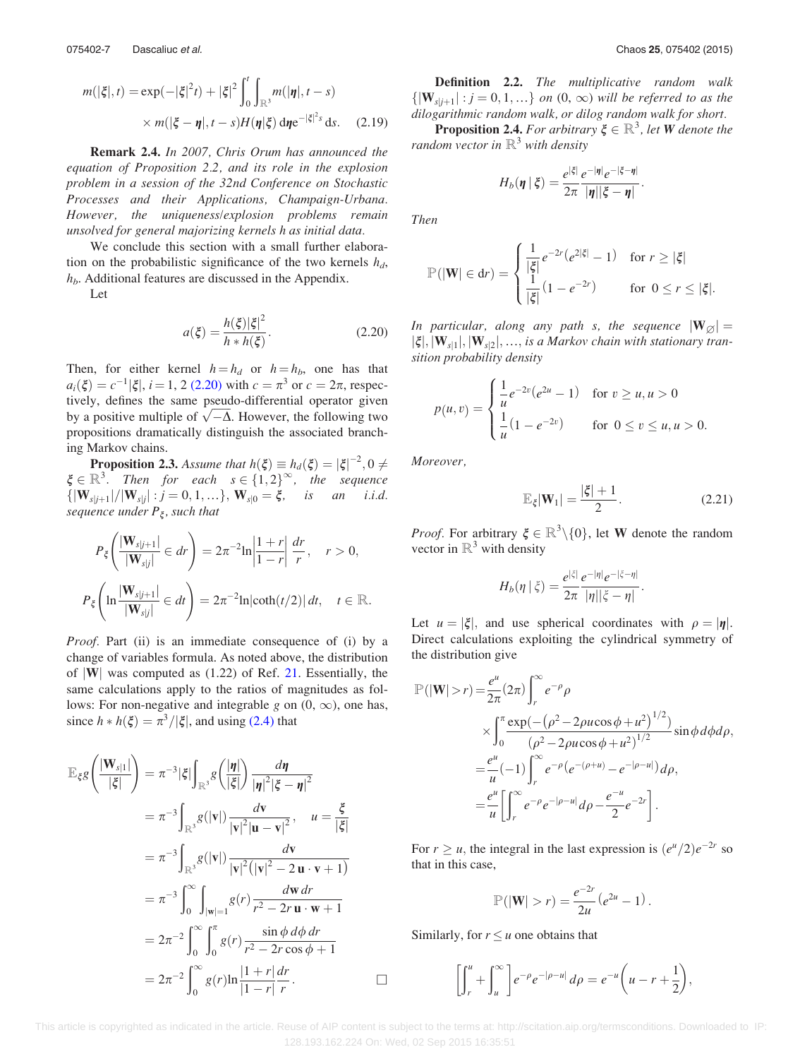$$m(|\xi|,t) = \exp(-|\xi|^2 t) + |\xi|^2 \int_0^t \int_{\mathbb{R}^3} m(|\eta|, t-s) \times m(|\xi-\eta|, t-s) H(\eta|\xi)\, d\eta e^{-|\xi|^2 s}\, ds. \quad (2.19)$$

**Remark 2.4.** *In 2007, Chris Orum has announced the equation of Proposition 2.2, and its role in the explosion problem in a session of the 32nd Conference on Stochastic Processes and their Applications, Champaign-Urbana. However, the uniqueness/explosion problems remain unsolved for general majorizing kernels h as initial data.*

We conclude this section with a small further elaboration on the probabilistic significance of the two kernels $h_d$, $h_b$. Additional features are discussed in the Appendix.

Let

$$a(\xi) = \frac{h(\xi)|\xi|^2}{h * h(\xi)}. \quad (2.20)$$

Then, for either kernel $h = h_d$ or $h = h_b$, one has that $a_i(\xi) = c^{-1}|\xi|$, $i = 1, 2$ (2.20) with $c = \pi^3$ or $c = 2\pi$, respectively, defines the same pseudo-differential operator given by a positive multiple of $\sqrt{-\Delta}$. However, the following two propositions dramatically distinguish the associated branching Markov chains.

**Proposition 2.3.** *Assume that $h(\xi) \equiv h_d(\xi) = |\xi|^{-2}, 0 \neq \xi \in \mathbb{R}^3$. Then for each $s \in \{1,2\}^\infty$, the sequence $\{|\mathbf{W}_{s|j+1}|/|\mathbf{W}_{s|j}| : j = 0, 1, \ldots\}$, $\mathbf{W}_{s|0} = \xi$, is an i.i.d. sequence under $P_\xi$, such that*

$$P_\xi\left(\frac{|\mathbf{W}_{s|j+1}|}{|\mathbf{W}_{s|j}|} \in dr\right) = 2\pi^{-2} \ln\left|\frac{1+r}{1-r}\right| \frac{dr}{r}, \quad r > 0,$$

$$P_\xi\left(\ln\frac{|\mathbf{W}_{s|j+1}|}{|\mathbf{W}_{s|j}|} \in dt\right) = 2\pi^{-2} \ln|\coth(t/2)|\, dt, \quad t \in \mathbb{R}.$$

*Proof.* Part (ii) is an immediate consequence of (i) by a change of variables formula. As noted above, the distribution of $|\mathbf{W}|$ was computed as (1.22) of Ref. 21. Essentially, the same calculations apply to the ratios of magnitudes as follows: For non-negative and integrable $g$ on $(0, \infty)$, one has, since $h * h(\xi) = \pi^3/|\xi|$, and using (2.4) that

$$\begin{aligned}
\mathbb{E}_\xi g\left(\frac{|\mathbf{W}_{s|1}|}{|\xi|}\right) &= \pi^{-3}|\xi| \int_{\mathbb{R}^3} g\left(\frac{|\eta|}{|\xi|}\right) \frac{d\eta}{|\eta|^2|\xi-\eta|^2} \\
&= \pi^{-3} \int_{\mathbb{R}^3} g(|\mathbf{v}|) \frac{d\mathbf{v}}{|\mathbf{v}|^2|\mathbf{u}-\mathbf{v}|^2}, \quad u = \frac{\xi}{|\xi|} \\
&= \pi^{-3} \int_{\mathbb{R}^3} g(|\mathbf{v}|) \frac{d\mathbf{v}}{|\mathbf{v}|^2(|\mathbf{v}|^2 - 2\,\mathbf{u}\cdot\mathbf{v} + 1)} \\
&= \pi^{-3} \int_0^\infty \int_{|\mathbf{w}|=1} g(r) \frac{d\mathbf{w}\, dr}{r^2 - 2r\,\mathbf{u}\cdot\mathbf{w} + 1} \\
&= 2\pi^{-2} \int_0^\infty \int_0^\pi g(r) \frac{\sin\phi\, d\phi\, dr}{r^2 - 2r\cos\phi + 1} \\
&= 2\pi^{-2} \int_0^\infty g(r) \ln\frac{|1+r|}{|1-r|}\frac{dr}{r}.
\end{aligned}$$

□

**Definition 2.2.** *The multiplicative random walk $\{|\mathbf{W}_{s|j+1}| : j = 0, 1, \ldots\}$ on $(0, \infty)$ will be referred to as the dilogarithmic random walk, or dilog random walk for short.*

**Proposition 2.4.** *For arbitrary $\xi \in \mathbb{R}^3$, let $\mathbf{W}$ denote the random vector in $\mathbb{R}^3$ with density*

$$H_b(\eta\,|\,\xi) = \frac{e^{|\xi|}}{2\pi} \frac{e^{-|\eta|}e^{-|\xi-\eta|}}{|\eta||\xi-\eta|}.$$

*Then*

$$\mathbb{P}(|\mathbf{W}| \in dr) = \begin{cases} \dfrac{1}{|\xi|} e^{-2r}\left(e^{2|\xi|} - 1\right) & \text{for } r \geq |\xi| \\ \dfrac{1}{|\xi|}\left(1 - e^{-2r}\right) & \text{for } 0 \leq r \leq |\xi|. \end{cases}$$

*In particular, along any path s, the sequence $|\mathbf{W}_\varnothing| = |\xi|, |\mathbf{W}_{s|1}|, |\mathbf{W}_{s|2}|, \ldots$, is a Markov chain with stationary transition probability density*

$$p(u,v) = \begin{cases} \dfrac{1}{u} e^{-2v}\left(e^{2u} - 1\right) & \text{for } v \geq u, u > 0 \\ \dfrac{1}{u}\left(1 - e^{-2v}\right) & \text{for } 0 \leq v \leq u, u > 0. \end{cases}$$

*Moreover,*

$$\mathbb{E}_\xi|\mathbf{W}_1| = \frac{|\xi| + 1}{2}. \quad (2.21)$$

*Proof.* For arbitrary $\xi \in \mathbb{R}^3\backslash\{0\}$, let $\mathbf{W}$ denote the random vector in $\mathbb{R}^3$ with density

$$H_b(\eta\,|\,\xi) = \frac{e^{|\xi|}}{2\pi} \frac{e^{-|\eta|}e^{-|\xi-\eta|}}{|\eta||\xi-\eta|}.$$

Let $u = |\xi|$, and use spherical coordinates with $\rho = |\eta|$. Direct calculations exploiting the cylindrical symmetry of the distribution give

$$\begin{aligned}
\mathbb{P}(|\mathbf{W}| > r) &= \frac{e^u}{2\pi}(2\pi) \int_r^\infty e^{-\rho}\rho \\
&\quad \times \int_0^\pi \frac{\exp\left(-\left(\rho^2 - 2\rho u\cos\phi + u^2\right)^{1/2}\right)}{\left(\rho^2 - 2\rho u\cos\phi + u^2\right)^{1/2}} \sin\phi\, d\phi\, d\rho, \\
&= \frac{e^u}{u}(-1) \int_r^\infty e^{-\rho}\left(e^{-(\rho+u)} - e^{-|\rho-u|}\right) d\rho, \\
&= \frac{e^u}{u}\left[\int_r^\infty e^{-\rho}e^{-|\rho-u|}\, d\rho - \frac{e^{-u}}{2}e^{-2r}\right].
\end{aligned}$$

For $r \geq u$, the integral in the last expression is $(e^u/2)e^{-2r}$ so that in this case,

$$\mathbb{P}(|\mathbf{W}| > r) = \frac{e^{-2r}}{2u}\left(e^{2u} - 1\right).$$

Similarly, for $r \leq u$ one obtains that

$$\left[\int_r^u + \int_u^\infty\right] e^{-\rho}e^{-|\rho-u|}\, d\rho = e^{-u}\left(u - r + \frac{1}{2}\right),$$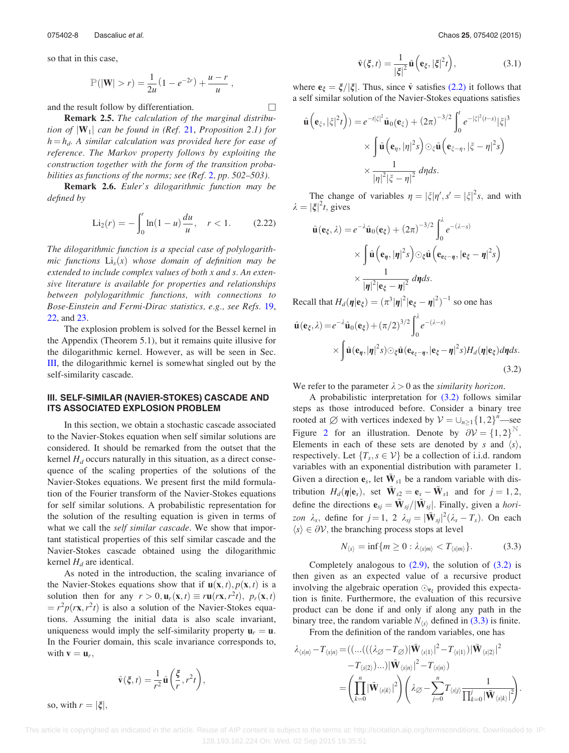so that in this case,

$$\mathbb{P}(|\mathbf{W}| > r) = \frac{1}{2u}\left(1 - e^{-2r}\right) + \frac{u-r}{u},$$

and the result follow by differentiation. □

**Remark 2.5.** *The calculation of the marginal distribution of $|\mathbf{W}_1|$ can be found in (Ref. 21, Proposition 2.1) for $h = h_d$. A similar calculation was provided here for ease of reference. The Markov property follows by exploiting the construction together with the form of the transition probabilities as functions of the norms; see (Ref. 2, pp. 502–503).*

**Remark 2.6.** *Euler's dilogarithmic function may be defined by*

$$\mathrm{Li}_2(r) = -\int_0^r \ln(1-u)\,\frac{du}{u}, \quad r < 1. \tag{2.22}$$

*The dilogarithmic function is a special case of polylogarithmic functions $\mathrm{Li}_s(x)$ whose domain of definition may be extended to include complex values of both $x$ and $s$. An extensive literature is available for properties and relationships between polylogarithmic functions, with connections to Bose-Einstein and Fermi-Dirac statistics, e.g., see Refs. 19, 22, and 23.*

The explosion problem is solved for the Bessel kernel in the Appendix (Theorem 5.1), but it remains quite illusive for the dilogarithmic kernel. However, as will be seen in Sec. III, the dilogarithmic kernel is somewhat singled out by the self-similarity cascade.

## III. SELF-SIMILAR (NAVIER-STOKES) CASCADE AND ITS ASSOCIATED EXPLOSION PROBLEM

In this section, we obtain a stochastic cascade associated to the Navier-Stokes equation when self similar solutions are considered. It should be remarked from the outset that the kernel $H_d$ occurs naturally in this situation, as a direct consequence of the scaling properties of the solutions of the Navier-Stokes equations. We present first the mild formulation of the Fourier transform of the Navier-Stokes equations for self similar solutions. A probabilistic representation for the solution of the resulting equation is given in terms of what we call the *self similar cascade*. We show that important statistical properties of this self similar cascade and the Navier-Stokes cascade obtained using the dilogarithmic kernel $H_d$ are identical.

As noted in the introduction, the scaling invariance of the Navier-Stokes equations show that if $\mathbf{u}(\mathbf{x},t), p(\mathbf{x},t)$ is a solution then for any $r > 0, \mathbf{u}_r(\mathbf{x},t) \equiv r\mathbf{u}(r\mathbf{x}, r^2t),\ p_r(\mathbf{x},t) = r^2p(r\mathbf{x}, r^2t)$ is also a solution of the Navier-Stokes equations. Assuming the initial data is also scale invariant, uniqueness would imply the self-similarity property $\mathbf{u}_r = \mathbf{u}$. In the Fourier domain, this scale invariance corresponds to, with $\mathbf{v} = \mathbf{u}_r$,

$$\hat{\mathbf{v}}(\boldsymbol{\xi},t) = \frac{1}{r^2}\hat{\mathbf{u}}\left(\frac{\boldsymbol{\xi}}{r}, r^2t\right),$$

so, with $r = |\boldsymbol{\xi}|$,

$$\hat{\mathbf{v}}(\boldsymbol{\xi},t) = \frac{1}{|\boldsymbol{\xi}|^2}\hat{\mathbf{u}}\left(\mathbf{e}_\xi, |\boldsymbol{\xi}|^2t\right), \tag{3.1}$$

where $\mathbf{e}_\xi = \boldsymbol{\xi}/|\boldsymbol{\xi}|$. Thus, since $\hat{\mathbf{v}}$ satisfies (2.2) it follows that a self similar solution of the Navier-Stokes equations satisfies

$$\begin{aligned}\hat{\mathbf{u}}\left(\mathbf{e}_\xi, |\xi|^2t\right)\big) &= e^{-t|\xi|^2}\hat{\mathbf{u}}_0(\mathbf{e}_\xi) + (2\pi)^{-3/2}\int_0^t e^{-|\xi|^2(t-s)}|\xi|^3 \\ &\quad\times \int \hat{\mathbf{u}}\left(\mathbf{e}_\eta, |\eta|^2s\right)\odot_\xi\hat{\mathbf{u}}\left(\mathbf{e}_{\xi-\eta}, |\xi-\eta|^2s\right) \\ &\quad\times \frac{1}{|\eta|^2|\xi-\eta|^2}\,d\eta ds.\end{aligned}$$

The change of variables $\eta = |\xi|\eta', s' = |\xi|^2s$, and with $\lambda = |\boldsymbol{\xi}|^2t$, gives

$$\begin{aligned}\hat{\mathbf{u}}(\mathbf{e}_\xi,\lambda) &= e^{-\lambda}\hat{\mathbf{u}}_0(\mathbf{e}_\xi) + (2\pi)^{-3/2}\int_0^\lambda e^{-(\lambda-s)} \\ &\quad\times \int \hat{\mathbf{u}}\left(\mathbf{e}_{\boldsymbol{\eta}}, |\boldsymbol{\eta}|^2s\right)\odot_\xi\hat{\mathbf{u}}\left(\mathbf{e}_{\mathbf{e}_\xi-\boldsymbol{\eta}}, |\mathbf{e}_\xi-\boldsymbol{\eta}|^2s\right) \\ &\quad\times \frac{1}{|\boldsymbol{\eta}|^2|\mathbf{e}_\xi-\boldsymbol{\eta}|^2}\,d\boldsymbol{\eta}ds.\end{aligned}$$

Recall that $H_d(\boldsymbol{\eta}|\mathbf{e}_\xi) = \left(\pi^3|\boldsymbol{\eta}|^2|\mathbf{e}_\xi-\boldsymbol{\eta}|^2\right)^{-1}$ so one has

$$\begin{aligned}\hat{\mathbf{u}}(\mathbf{e}_\xi,\lambda) &= e^{-\lambda}\hat{\mathbf{u}}_0(\mathbf{e}_\xi) + (\pi/2)^{3/2}\int_0^\lambda e^{-(\lambda-s)} \\ &\quad\times \int \hat{\mathbf{u}}(\mathbf{e}_{\boldsymbol{\eta}}, |\boldsymbol{\eta}|^2s)\odot_\xi\hat{\mathbf{u}}(\mathbf{e}_{\mathbf{e}_\xi-\boldsymbol{\eta}}, |\mathbf{e}_\xi-\boldsymbol{\eta}|^2s)H_d(\boldsymbol{\eta}|\mathbf{e}_\xi)d\boldsymbol{\eta}ds.\end{aligned} \tag{3.2}$$

We refer to the parameter $\lambda > 0$ as the *similarity horizon*.

A probabilistic interpretation for (3.2) follows similar steps as those introduced before. Consider a binary tree rooted at $\varnothing$ with vertices indexed by $\mathcal{V} = \cup_{n\geq 1}\{1,2\}^n$—see Figure 2 for an illustration. Denote by $\partial\mathcal{V} = \{1,2\}^{\mathbb{N}}$. Elements in each of these sets are denoted by $s$ and $\langle s\rangle$, respectively. Let $\{T_s, s\in\mathcal{V}\}$ be a collection of i.i.d. random variables with an exponential distribution with parameter 1. Given a direction $\mathbf{e}_s$, let $\tilde{\mathbf{W}}_{s1}$ be a random variable with distribution $H_d(\boldsymbol{\eta}|\mathbf{e}_s)$, set $\tilde{\mathbf{W}}_{s2} = \mathbf{e}_s - \tilde{\mathbf{W}}_{s1}$ and for $j = 1, 2$, define the directions $\mathbf{e}_{sj} = \tilde{\mathbf{W}}_{sj}/|\tilde{\mathbf{W}}_{sj}|$. Finally, given a *horizon* $\lambda_s$, define for $j = 1,\ 2\ \lambda_{sj} = |\tilde{\mathbf{W}}_{sj}|^2(\lambda_s - T_s)$. On each $\langle s\rangle \in \partial\mathcal{V}$, the branching process stops at level

$$N_{\langle s\rangle} = \inf\{m \geq 0 : \lambda_{\langle s|m\rangle} < T_{\langle s|m\rangle}\}. \tag{3.3}$$

Completely analogous to (2.9), the solution of (3.2) is then given as an expected value of a recursive product involving the algebraic operation $\odot_{\mathbf{e}_\xi}$ provided this expectation is finite. Furthermore, the evaluation of this recursive product can be done if and only if along any path in the binary tree, the random variable $N_{\langle s\rangle}$ defined in (3.3) is finite.

From the definition of the random variables, one has

$$\begin{aligned}\lambda_{\langle s|n\rangle} - T_{\langle s|n\rangle} &= ((\ldots(((\lambda_\varnothing - T_\varnothing)|\tilde{\mathbf{W}}_{\langle s|1\rangle}|^2 - T_{\langle s|1\rangle})|\tilde{\mathbf{W}}_{\langle s|2\rangle}|^2 \\ &\quad - T_{\langle s|2\rangle})\ldots)|\tilde{\mathbf{W}}_{\langle s|n\rangle}|^2 - T_{\langle s|n\rangle}) \\ &= \left(\prod_{k=0}^n |\tilde{\mathbf{W}}_{\langle s|k\rangle}|^2\right)\left(\lambda_\varnothing - \sum_{j=0}^n T_{\langle s|j\rangle}\frac{1}{\prod_{k=0}^j|\tilde{\mathbf{W}}_{\langle s|k\rangle}|^2}\right).\end{aligned}$$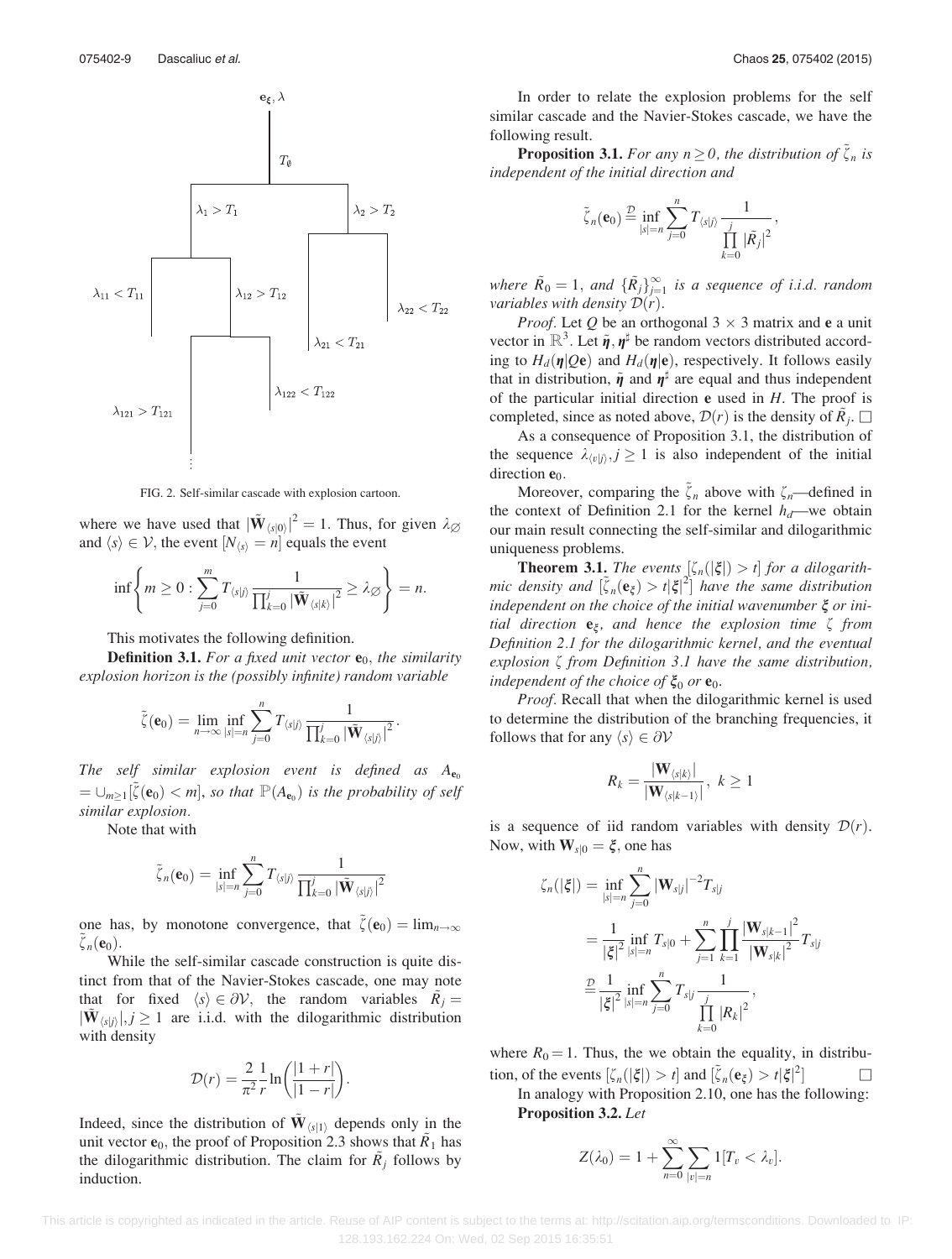FIG. 2. Self-similar cascade with explosion cartoon.

where we have used that $|\tilde{\mathbf{W}}_{\langle s|0\rangle}|^2 = 1$. Thus, for given $\lambda_\varnothing$ and $\langle s\rangle \in \mathcal{V}$, the event $[N_{\langle s\rangle} = n]$ equals the event

$$\inf\left\{m \geq 0 : \sum_{j=0}^{m} T_{\langle s|j\rangle} \frac{1}{\prod_{k=0}^{j} |\tilde{\mathbf{W}}_{\langle s|k\rangle}|^2} \geq \lambda_\varnothing\right\} = n.$$

This motivates the following definition.

**Definition 3.1.** *For a fixed unit vector* $\mathbf{e}_0$*, the similarity explosion horizon is the (possibly infinite) random variable*

$$\tilde{\zeta}(\mathbf{e}_0) = \lim_{n\to\infty} \inf_{|s|=n} \sum_{j=0}^{n} T_{\langle s|j\rangle} \frac{1}{\prod_{k=0}^{j} |\tilde{\mathbf{W}}_{\langle s|j\rangle}|^2}.$$

*The self similar explosion event is defined as* $A_{\mathbf{e}_0} = \cup_{m\geq 1}[\tilde{\zeta}(\mathbf{e}_0) < m]$*, so that* $\mathbb{P}(A_{\mathbf{e}_0})$ *is the probability of self similar explosion.*

Note that with

$$\tilde{\zeta}_n(\mathbf{e}_0) = \inf_{|s|=n} \sum_{j=0}^{n} T_{\langle s|j\rangle} \frac{1}{\prod_{k=0}^{j} |\tilde{\mathbf{W}}_{\langle s|j\rangle}|^2}$$

one has, by monotone convergence, that $\tilde{\zeta}(\mathbf{e}_0) = \lim_{n\to\infty} \tilde{\zeta}_n(\mathbf{e}_0)$.

While the self-similar cascade construction is quite distinct from that of the Navier-Stokes cascade, one may note that for fixed $\langle s\rangle \in \partial\mathcal{V}$, the random variables $\tilde{R}_j = |\tilde{\mathbf{W}}_{\langle s|j\rangle}|, j \geq 1$ are i.i.d. with the dilogarithmic distribution with density

$$\mathcal{D}(r) = \frac{2}{\pi^2}\frac{1}{r}\ln\left(\frac{|1+r|}{|1-r|}\right).$$

Indeed, since the distribution of $\tilde{\mathbf{W}}_{\langle s|1\rangle}$ depends only in the unit vector $\mathbf{e}_0$, the proof of Proposition 2.3 shows that $\tilde{R}_1$ has the dilogarithmic distribution. The claim for $\tilde{R}_j$ follows by induction.

In order to relate the explosion problems for the self similar cascade and the Navier-Stokes cascade, we have the following result.

**Proposition 3.1.** *For any* $n \geq 0$*, the distribution of* $\tilde{\zeta}_n$ *is independent of the initial direction and*

$$\tilde{\zeta}_n(\mathbf{e}_0) \stackrel{\mathcal{D}}{=} \inf_{|s|=n} \sum_{j=0}^{n} T_{\langle s|j\rangle} \frac{1}{\prod_{k=0}^{j} |\tilde{R}_j|^2},$$

*where* $\tilde{R}_0 = 1$*, and* $\{\tilde{R}_j\}_{j=1}^\infty$ *is a sequence of i.i.d. random variables with density* $\mathcal{D}(r)$*.*

*Proof*. Let $Q$ be an orthogonal $3\times 3$ matrix and $\mathbf{e}$ a unit vector in $\mathbb{R}^3$. Let $\tilde{\boldsymbol{\eta}}, \boldsymbol{\eta}^\sharp$ be random vectors distributed according to $H_d(\boldsymbol{\eta}|Q\mathbf{e})$ and $H_d(\boldsymbol{\eta}|\mathbf{e})$, respectively. It follows easily that in distribution, $\tilde{\boldsymbol{\eta}}$ and $\boldsymbol{\eta}^\sharp$ are equal and thus independent of the particular initial direction $\mathbf{e}$ used in $H$. The proof is completed, since as noted above, $\mathcal{D}(r)$ is the density of $\tilde{R}_j$. □

As a consequence of Proposition 3.1, the distribution of the sequence $\lambda_{\langle v|j\rangle}, j \geq 1$ is also independent of the initial direction $\mathbf{e}_0$.

Moreover, comparing the $\tilde{\zeta}_n$ above with $\zeta_n$—defined in the context of Definition 2.1 for the kernel $h_d$—we obtain our main result connecting the self-similar and dilogarithmic uniqueness problems.

**Theorem 3.1.** *The events* $[\zeta_n(|\boldsymbol{\xi}|) > t]$ *for a dilogarithmic density and* $[\tilde{\zeta}_n(\mathbf{e}_\xi) > t|\boldsymbol{\xi}|^2]$ *have the same distribution independent on the choice of the initial wavenumber* $\boldsymbol{\xi}$ *or initial direction* $\mathbf{e}_\xi$*, and hence the explosion time* $\zeta$ *from Definition 2.1 for the dilogarithmic kernel, and the eventual explosion* $\zeta$ *from Definition 3.1 have the same distribution, independent of the choice of* $\boldsymbol{\xi}_0$ *or* $\mathbf{e}_0$*.*

*Proof*. Recall that when the dilogarithmic kernel is used to determine the distribution of the branching frequencies, it follows that for any $\langle s\rangle \in \partial\mathcal{V}$

$$R_k = \frac{|\mathbf{W}_{\langle s|k\rangle}|}{|\mathbf{W}_{\langle s|k-1\rangle}|},\ k \geq 1$$

is a sequence of iid random variables with density $\mathcal{D}(r)$. Now, with $\mathbf{W}_{s|0} = \boldsymbol{\xi}$, one has

$$\begin{aligned}
\zeta_n(|\boldsymbol{\xi}|) &= \inf_{|s|=n} \sum_{j=0}^{n} |\mathbf{W}_{s|j}|^{-2} T_{s|j} \\
&= \frac{1}{|\boldsymbol{\xi}|^2} \inf_{|s|=n} T_{s|0} + \sum_{j=1}^{n} \prod_{k=1}^{j} \frac{|\mathbf{W}_{s|k-1}|^2}{|\mathbf{W}_{s|k}|^2} T_{s|j} \\
&\stackrel{\mathcal{D}}{=} \frac{1}{|\boldsymbol{\xi}|^2} \inf_{|s|=n} \sum_{j=0}^{n} T_{s|j} \frac{1}{\prod_{k=0}^{j} |R_k|^2},
\end{aligned}$$

where $R_0 = 1$. Thus, the we obtain the equality, in distribution, of the events $[\zeta_n(|\boldsymbol{\xi}|) > t]$ and $[\tilde{\zeta}_n(\mathbf{e}_\xi) > t|\boldsymbol{\xi}|^2]$ □

In analogy with Proposition 2.10, one has the following:

**Proposition 3.2.** *Let*

$$Z(\lambda_0) = 1 + \sum_{n=0}^{\infty} \sum_{|v|=n} 1[T_v < \lambda_v].$$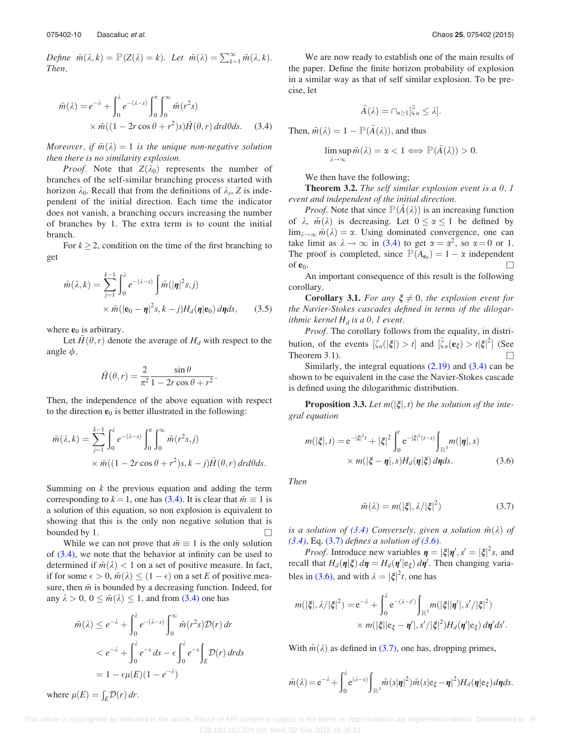*Define* $\tilde{m}(\lambda, k) = \mathbb{P}(Z(\lambda) = k)$. *Let* $\tilde{m}(\lambda) = \sum_{k=1}^{\infty} \tilde{m}(\lambda, k)$. *Then,*

$$\tilde{m}(\lambda) = e^{-\lambda} + \int_0^{\lambda} e^{-(\lambda - s)} \int_0^{\pi} \int_0^{\infty} \tilde{m}(r^2 s) \times \tilde{m}((1 - 2r\cos\theta + r^2)s) \tilde{H}(\theta, r)\, dr d\theta ds. \tag{3.4}$$

*Moreover, if* $\tilde{m}(\lambda) = 1$ *is the unique non-negative solution then there is no similarity explosion.*

*Proof.* Note that $Z(\lambda_0)$ represents the number of branches of the self-similar branching process started with horizon $\lambda_0$. Recall that from the definitions of $\lambda_s$, $Z$ is independent of the initial direction. Each time the indicator does not vanish, a branching occurs increasing the number of branches by 1. The extra term is to count the initial branch.

For $k \geq 2$, condition on the time of the first branching to get

$$\tilde{m}(\lambda, k) = \sum_{j=1}^{k-1} \int_0^{\lambda} e^{-(\lambda - s)} \int \tilde{m}(|\boldsymbol{\eta}|^2 s, j) \times \tilde{m}(|\mathbf{e}_0 - \boldsymbol{\eta}|^2 s, k - j) H_d(\boldsymbol{\eta}|\mathbf{e}_0)\, d\boldsymbol{\eta} ds, \tag{3.5}$$

where $\mathbf{e}_0$ is arbitrary.

Let $\tilde{H}(\theta, r)$ denote the average of $H_d$ with respect to the angle $\phi$,

$$\tilde{H}(\theta, r) = \frac{2}{\pi^2} \frac{\sin\theta}{1 - 2r\cos\theta + r^2}.$$

Then, the independence of the above equation with respect to the direction $\mathbf{e}_0$ is better illustrated in the following:

$$\tilde{m}(\lambda, k) = \sum_{j=1}^{k-1} \int_0^{\lambda} e^{-(\lambda - s)} \int_0^{\pi} \int_0^{\infty} \tilde{m}(r^2 s, j) \times \tilde{m}((1 - 2r\cos\theta + r^2)s, k - j) \tilde{H}(\theta, r)\, dr d\theta ds.$$

Summing on $k$ the previous equation and adding the term corresponding to $k = 1$, one has (3.4). It is clear that $\tilde{m} \equiv 1$ is a solution of this equation, so non explosion is equivalent to showing that this is the only non negative solution that is bounded by 1. □

While we can not prove that $\tilde{m} \equiv 1$ is the only solution of (3.4), we note that the behavior at infinity can be used to determined if $\tilde{m}(\lambda) < 1$ on a set of positive measure. In fact, if for some $\epsilon > 0$, $\tilde{m}(\lambda) \leq (1 - \epsilon)$ on a set $E$ of positive measure, then $\tilde{m}$ is bounded by a decreasing function. Indeed, for any $\lambda > 0$, $0 \leq \tilde{m}(\lambda) \leq 1$, and from (3.4) one has

$$\begin{aligned}
\tilde{m}(\lambda) &\leq e^{-\lambda} + \int_0^{\lambda} e^{-(\lambda - s)} \int_0^{\infty} \tilde{m}(r^2 s) \mathcal{D}(r)\, dr \\
&< e^{-\lambda} + \int_0^{\lambda} e^{-s} ds - \epsilon \int_0^{\lambda} e^{-s} \int_E \mathcal{D}(r)\, dr ds \\
&= 1 - \epsilon \mu(E)(1 - e^{-\lambda})
\end{aligned}$$

where $\mu(E) = \int_E \mathcal{D}(r)\, dr$.

We are now ready to establish one of the main results of the paper. Define the finite horizon probability of explosion in a similar way as that of self similar explosion. To be precise, let

$$\tilde{A}(\lambda) = \cap_{n \geq 1} [\tilde{\zeta}_n \leq \lambda].$$

Then, $\tilde{m}(\lambda) = 1 - \mathbb{P}(\tilde{A}(\lambda))$, and thus

$$\limsup_{\lambda \to \infty} \tilde{m}(\lambda) = \alpha < 1 \iff \mathbb{P}(\tilde{A}(\lambda)) > 0.$$

We then have the following;

**Theorem 3.2.** *The self similar explosion event is a 0, 1 event and independent of the initial direction.*

*Proof.* Note that since $\mathbb{P}(\tilde{A}(\lambda))$ is an increasing function of $\lambda$, $\tilde{m}(\lambda)$ is decreasing. Let $0 \leq \alpha \leq 1$ be defined by $\lim_{\lambda \to \infty} \tilde{m}(\lambda) = \alpha$. Using dominated convergence, one can take limit as $\lambda \to \infty$ in (3.4) to get $\alpha = \alpha^2$, so $\alpha = 0$ or 1. The proof is completed, since $\mathbb{P}(A_{\mathbf{e}_0}) = 1 - \alpha$ independent of $\mathbf{e}_0$. □

An important consequence of this result is the following corollary.

**Corollary 3.1.** *For any* $\boldsymbol{\xi} \neq 0$, *the explosion event for the Navier-Stokes cascades defined in terms of the dilogarithmic kernel* $H_d$ *is a 0, 1 event.*

*Proof.* The corollary follows from the equality, in distribution, of the events $[\zeta_n(|\boldsymbol{\xi}|) > t]$ and $[\tilde{\zeta}_n(\mathbf{e}_\xi) > t|\boldsymbol{\xi}|^2]$ (See Theorem 3.1). □

Similarly, the integral equations (2.19) and (3.4) can be shown to be equivalent in the case the Navier-Stokes cascade is defined using the dilogarithmic distribution.

**Proposition 3.3.** *Let* $m(|\boldsymbol{\xi}|, t)$ *be the solution of the integral equation*

$$m(|\boldsymbol{\xi}|, t) = e^{-|\boldsymbol{\xi}|^2 t} + |\boldsymbol{\xi}|^2 \int_0^t e^{-|\boldsymbol{\xi}|^2 (t - s)} \int_{\mathbb{R}^3} m(|\boldsymbol{\eta}|, s) \times m(|\boldsymbol{\xi} - \boldsymbol{\eta}|, s) H_d(\boldsymbol{\eta}|\boldsymbol{\xi})\, d\boldsymbol{\eta} ds. \tag{3.6}$$

*Then*

$$\tilde{m}(\lambda) = m(|\boldsymbol{\xi}|, \lambda/|\boldsymbol{\xi}|^2) \tag{3.7}$$

*is a solution of (3.4) Conversely, given a solution* $\tilde{m}(\lambda)$ *of (3.4)*, Eq. *(3.7) defines a solution of (3.6).*

*Proof.* Introduce new variables $\boldsymbol{\eta} = |\boldsymbol{\xi}|\boldsymbol{\eta}'$, $s' = |\boldsymbol{\xi}|^2 s$, and recall that $H_d(\boldsymbol{\eta}|\boldsymbol{\xi})\, d\boldsymbol{\eta} = H_d(\boldsymbol{\eta}'|\mathbf{e}_\xi)\, d\boldsymbol{\eta}'$. Then changing variables in (3.6), and with $\lambda = |\boldsymbol{\xi}|^2 t$, one has

$$m(|\boldsymbol{\xi}|, \lambda/|\boldsymbol{\xi}|^2) = e^{-\lambda} + \int_0^{\lambda} e^{-(\lambda - s')} \int_{\mathbb{R}^3} m(|\boldsymbol{\xi}||\boldsymbol{\eta}'|, s'/|\boldsymbol{\xi}|^2) \times m(|\boldsymbol{\xi}||\mathbf{e}_\xi - \boldsymbol{\eta}'|, s'/|\boldsymbol{\xi}|^2) H_d(\boldsymbol{\eta}'|\mathbf{e}_\xi)\, d\boldsymbol{\eta}' ds'.$$

With $\tilde{m}(\lambda)$ as defined in (3.7), one has, dropping primes,

$$\tilde{m}(\lambda) = e^{-\lambda} + \int_0^{\lambda} e^{(\lambda - s)} \int_{\mathbb{R}^3} \tilde{m}(s|\boldsymbol{\eta}|^2) \tilde{m}(s|\mathbf{e}_\xi - \boldsymbol{\eta}|^2) H_d(\boldsymbol{\eta}|\mathbf{e}_\xi)\, d\boldsymbol{\eta} ds.$$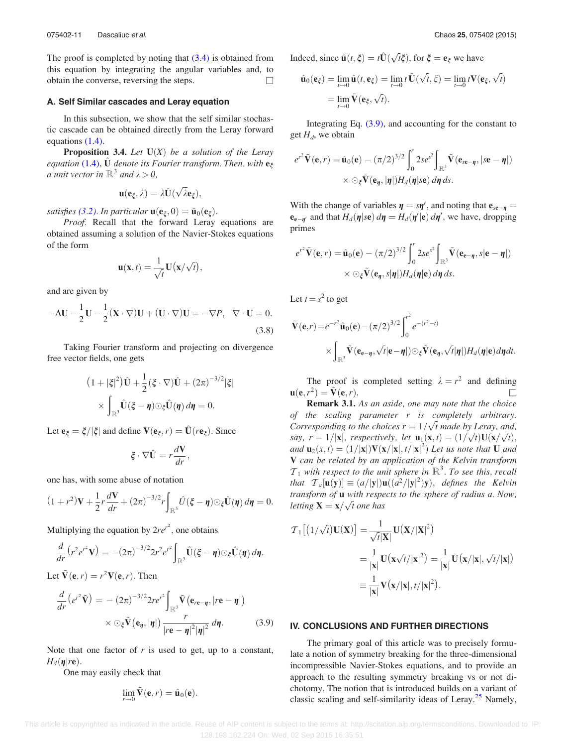The proof is completed by noting that (3.4) is obtained from this equation by integrating the angular variables and, to obtain the converse, reversing the steps. $\square$

### A. Self Similar cascades and Leray equation

In this subsection, we show that the self similar stochastic cascade can be obtained directly from the Leray forward equations (1.4).

**Proposition 3.4.** *Let* $\mathbf{U}(X)$ *be a solution of the Leray equation* (1.4), $\hat{\mathbf{U}}$ *denote its Fourier transform. Then, with* $\mathbf{e}_\xi$ *a unit vector in* $\mathbb{R}^3$ *and* $\lambda > 0$,

$$\mathbf{u}(\mathbf{e}_\xi, \lambda) = \lambda \hat{\mathbf{U}}(\sqrt{\lambda}\mathbf{e}_\xi),$$

*satisfies* (3.2). *In particular* $\mathbf{u}(\mathbf{e}_\xi, 0) = \hat{\mathbf{u}}_0(\mathbf{e}_\xi)$.

*Proof.* Recall that the forward Leray equations are obtained assuming a solution of the Navier-Stokes equations of the form

$$\mathbf{u}(\mathbf{x}, t) = \frac{1}{\sqrt{t}}\mathbf{U}\big(\mathbf{x}/\sqrt{t}\big),$$

and are given by

$$-\Delta \mathbf{U} - \frac{1}{2}\mathbf{U} - \frac{1}{2}(\mathbf{X}\cdot\nabla)\mathbf{U} + (\mathbf{U}\cdot\nabla)\mathbf{U} = -\nabla P, \quad \nabla\cdot\mathbf{U} = 0. \tag{3.8}$$

Taking Fourier transform and projecting on divergence free vector fields, one gets

$$\big(1 + |\xi|^2\big)\hat{\mathbf{U}} + \frac{1}{2}(\xi\cdot\nabla)\hat{\mathbf{U}} + (2\pi)^{-3/2}|\xi| \times \int_{\mathbb{R}^3}\hat{\mathbf{U}}(\xi - \eta)\odot_\xi \hat{\mathbf{U}}(\eta)\, d\eta = 0.$$

Let $\mathbf{e}_\xi = \xi/|\xi|$ and define $\mathbf{V}(\mathbf{e}_\xi, r) = \hat{\mathbf{U}}(r\mathbf{e}_\xi)$. Since

$$\xi\cdot\nabla\hat{\mathbf{U}} = r\frac{d\mathbf{V}}{dr},$$

one has, with some abuse of notation

$$(1 + r^2)\mathbf{V} + \frac{1}{2}r\frac{d\mathbf{V}}{dr} + (2\pi)^{-3/2} r\int_{\mathbb{R}^3}\hat{U}(\xi - \eta)\odot_\xi\hat{\mathbf{U}}(\eta)\, d\eta = 0.$$

Multiplying the equation by $2re^{r^2}$, one obtains

$$\frac{d}{dr}\big(r^2 e^{r^2}\mathbf{V}\big) = -(2\pi)^{-3/2} 2r^2 e^{r^2}\int_{\mathbb{R}^3}\hat{\mathbf{U}}(\xi - \eta)\odot_\xi\hat{\mathbf{U}}(\eta)\, d\eta.$$

Let $\tilde{\mathbf{V}}(\mathbf{e}, r) = r^2\mathbf{V}(\mathbf{e}, r)$. Then

$$\frac{d}{dr}\big(e^{r^2}\tilde{\mathbf{V}}\big) = -(2\pi)^{-3/2} 2re^{r^2}\int_{\mathbb{R}^3}\tilde{\mathbf{V}}\big(\mathbf{e}_{r\mathbf{e}-\eta}, |r\mathbf{e} - \eta|\big) \times \odot_\xi\tilde{\mathbf{V}}\big(\mathbf{e}_\eta, |\eta|\big)\frac{r}{|r\mathbf{e} - \eta|^2|\eta|^2}\, d\eta. \tag{3.9}$$

Note that one factor of $r$ is used to get, up to a constant, $H_d(\eta|r\mathbf{e})$.

One may easily check that

$$\lim_{r\to 0}\tilde{\mathbf{V}}(\mathbf{e}, r) = \hat{\mathbf{u}}_0(\mathbf{e}).$$

Indeed, since $\hat{\mathbf{u}}(t, \xi) = t\hat{\mathbf{U}}(\sqrt{t}\xi)$, for $\xi = \mathbf{e}_\xi$ we have

$$\hat{\mathbf{u}}_0(\mathbf{e}_\xi) = \lim_{t\to 0}\hat{\mathbf{u}}(t, \mathbf{e}_\xi) = \lim_{t\to 0} t\,\hat{\mathbf{U}}(\sqrt{t}, \breve{\xi}) = \lim_{t\to 0} t\mathbf{V}(\mathbf{e}_\xi, \sqrt{t}) = \lim_{t\to 0}\tilde{\mathbf{V}}(\mathbf{e}_\xi, \sqrt{t}).$$

Integrating Eq. (3.9), and accounting for the constant to get $H_d$, we obtain

$$e^{r^2}\tilde{\mathbf{V}}(\mathbf{e}, r) = \hat{\mathbf{u}}_0(\mathbf{e}) - (\pi/2)^{3/2}\int_0^r 2se^{s^2}\int_{\mathbb{R}^3}\tilde{\mathbf{V}}(\mathbf{e}_{s\mathbf{e}-\eta}, |s\mathbf{e} - \eta|) \times \odot_\xi\tilde{\mathbf{V}}(\mathbf{e}_\eta, |\eta|)H_d(\eta|s\mathbf{e})\, d\eta\, ds.$$

With the change of variables $\eta = s\eta'$, and noting that $\mathbf{e}_{s\mathbf{e}-\eta} = \mathbf{e}_{\mathbf{e}-\eta'}$ and that $H_d(\eta|s\mathbf{e})\, d\eta = H_d(\eta'|\mathbf{e})\, d\eta'$, we have, dropping primes

$$e^{r^2}\tilde{\mathbf{V}}(\mathbf{e}, r) = \hat{\mathbf{u}}_0(\mathbf{e}) - (\pi/2)^{3/2}\int_0^r 2se^{s^2}\int_{\mathbb{R}^3}\tilde{\mathbf{V}}(\mathbf{e}_{\mathbf{e}-\eta}, s|\mathbf{e} - \eta|) \times \odot_\xi\tilde{\mathbf{V}}(\mathbf{e}_\eta, s|\eta|)H_d(\eta|\mathbf{e})\, d\eta\, ds.$$

Let $t = s^2$ to get

$$\tilde{\mathbf{V}}(\mathbf{e}, r) = e^{-r^2}\hat{\mathbf{u}}_0(\mathbf{e}) - (\pi/2)^{3/2}\int_0^{r^2} e^{-(r^2 - t)} \times \int_{\mathbb{R}^3}\tilde{\mathbf{V}}(\mathbf{e}_{\mathbf{e}-\eta}, \sqrt{t}|\mathbf{e} - \eta|)\odot_\xi\tilde{\mathbf{V}}(\mathbf{e}_\eta, \sqrt{t}|\eta|)H_d(\eta|\mathbf{e})\, d\eta\, dt.$$

The proof is completed setting $\lambda = r^2$ and defining $\mathbf{u}(\mathbf{e}, r^2) = \tilde{\mathbf{V}}(\mathbf{e}, r)$. $\square$

**Remark 3.1.** *As an aside, one may note that the choice of the scaling parameter* $r$ *is completely arbitrary. Corresponding to the choices* $r = 1/\sqrt{t}$ *made by Leray, and, say,* $r = 1/|\mathbf{x}|$, *respectively, let* $\mathbf{u}_1(\mathbf{x}, t) = (1/\sqrt{t})\mathbf{U}(\mathbf{x}/\sqrt{t})$, *and* $\mathbf{u}_2(x, t) = (1/|\mathbf{x}|)\mathbf{V}(\mathbf{x}/|\mathbf{x}|, t/|\mathbf{x}|^2)$ *Let us note that* $\mathbf{U}$ *and* $\mathbf{V}$ *can be related by an application of the Kelvin transform* $\mathcal{T}_1$ *with respect to the unit sphere in* $\mathbb{R}^3$. *To see this, recall that* $\mathcal{T}_a[\mathbf{u}(\mathbf{y})] \equiv (a/|\mathbf{y}|)\mathbf{u}((a^2/|\mathbf{y}|^2)\mathbf{y})$, *defines the Kelvin transform of* $\mathbf{u}$ *with respects to the sphere of radius* $a$. *Now, letting* $\mathbf{X} = \mathbf{x}/\sqrt{t}$ *one has*

$$\begin{aligned}
\mathcal{T}_1\big[(1/\sqrt{t})\mathbf{U}(\mathbf{X})\big] &= \frac{1}{\sqrt{t}|\mathbf{X}|}\mathbf{U}\big(\mathbf{X}/|\mathbf{X}|^2\big) \\
&= \frac{1}{|\mathbf{x}|}\mathbf{U}\big(\mathbf{x}\sqrt{t}/|\mathbf{x}|^2\big) = \frac{1}{|\mathbf{x}|}\tilde{\mathbf{U}}\big(\mathbf{x}/|\mathbf{x}|, \sqrt{t}/|\mathbf{x}|\big) \\
&\equiv \frac{1}{|\mathbf{x}|}\mathbf{V}\big(\mathbf{x}/|\mathbf{x}|, t/|\mathbf{x}|^2\big).
\end{aligned}$$

## IV. CONCLUSIONS AND FURTHER DIRECTIONS

The primary goal of this article was to precisely formulate a notion of symmetry breaking for the three-dimensional incompressible Navier-Stokes equations, and to provide an approach to the resulting symmetry breaking vs or not dichotomy. The notion that is introduced builds on a variant of classic scaling and self-similarity ideas of Leray.[25] Namely,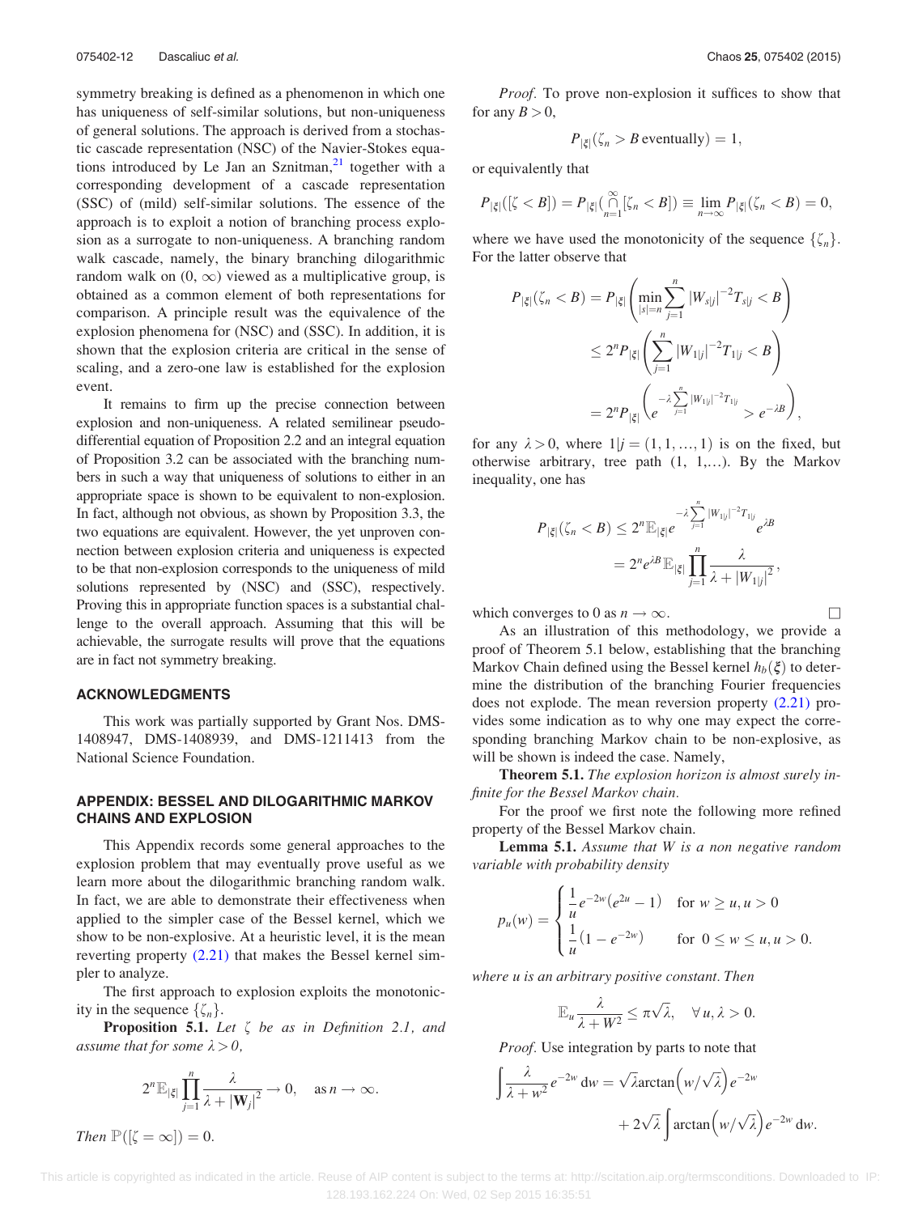symmetry breaking is defined as a phenomenon in which one has uniqueness of self-similar solutions, but non-uniqueness of general solutions. The approach is derived from a stochastic cascade representation (NSC) of the Navier-Stokes equations introduced by Le Jan an Sznitman,[21] together with a corresponding development of a cascade representation (SSC) of (mild) self-similar solutions. The essence of the approach is to exploit a notion of branching process explosion as a surrogate to non-uniqueness. A branching random walk cascade, namely, the binary branching dilogarithmic random walk on $(0, \infty)$ viewed as a multiplicative group, is obtained as a common element of both representations for comparison. A principle result was the equivalence of the explosion phenomena for (NSC) and (SSC). In addition, it is shown that the explosion criteria are critical in the sense of scaling, and a zero-one law is established for the explosion event.

It remains to firm up the precise connection between explosion and non-uniqueness. A related semilinear pseudo-differential equation of Proposition 2.2 and an integral equation of Proposition 3.2 can be associated with the branching numbers in such a way that uniqueness of solutions to either in an appropriate space is shown to be equivalent to non-explosion. In fact, although not obvious, as shown by Proposition 3.3, the two equations are equivalent. However, the yet unproven connection between explosion criteria and uniqueness is expected to be that non-explosion corresponds to the uniqueness of mild solutions represented by (NSC) and (SSC), respectively. Proving this in appropriate function spaces is a substantial challenge to the overall approach. Assuming that this will be achievable, the surrogate results will prove that the equations are in fact not symmetry breaking.

## ACKNOWLEDGMENTS

This work was partially supported by Grant Nos. DMS-1408947, DMS-1408939, and DMS-1211413 from the National Science Foundation.

## APPENDIX: BESSEL AND DILOGARITHMIC MARKOV CHAINS AND EXPLOSION

This Appendix records some general approaches to the explosion problem that may eventually prove useful as we learn more about the dilogarithmic branching random walk. In fact, we are able to demonstrate their effectiveness when applied to the simpler case of the Bessel kernel, which we show to be non-explosive. At a heuristic level, it is the mean reverting property (2.21) that makes the Bessel kernel simpler to analyze.

The first approach to explosion exploits the monotonicity in the sequence $\{\zeta_n\}$.

**Proposition 5.1.** *Let $\zeta$ be as in Definition 2.1, and assume that for some $\lambda > 0$,*

$$2^n \mathbb{E}_{|\xi|} \prod_{j=1}^{n} \frac{\lambda}{\lambda + |\mathbf{W}_j|^2} \to 0, \quad \text{as } n \to \infty.$$

*Then $\mathbb{P}([\zeta = \infty]) = 0$.*

*Proof.* To prove non-explosion it suffices to show that for any $B > 0$,

$$P_{|\xi|}(\zeta_n > B \text{ eventually}) = 1,$$

or equivalently that

$$P_{|\xi|}([\zeta < B]) = P_{|\xi|}\Big(\bigcap_{n=1}^{\infty}[\zeta_n < B]\Big) \equiv \lim_{n\to\infty} P_{|\xi|}(\zeta_n < B) = 0,$$

where we have used the monotonicity of the sequence $\{\zeta_n\}$. For the latter observe that

$$\begin{aligned}
P_{|\xi|}(\zeta_n < B) &= P_{|\xi|}\left(\min_{|s|=n} \sum_{j=1}^{n} |W_{s|j}|^{-2} T_{s|j} < B\right) \\
&\leq 2^n P_{|\xi|}\left(\sum_{j=1}^{n} |W_{1|j}|^{-2} T_{1|j} < B\right) \\
&= 2^n P_{|\xi|}\left(e^{-\lambda \sum_{j=1}^{n} |W_{1|j}|^{-2} T_{1|j}} > e^{-\lambda B}\right),
\end{aligned}$$

for any $\lambda > 0$, where $1|j = (1, 1, \ldots, 1)$ is on the fixed, but otherwise arbitrary, tree path $(1,\ 1,\ldots)$. By the Markov inequality, one has

$$\begin{aligned}
P_{|\xi|}(\zeta_n < B) &\leq 2^n \mathbb{E}_{|\xi|} e^{-\lambda \sum_{j=1}^{n} |W_{1|j}|^{-2} T_{1|j}} e^{\lambda B} \\
&= 2^n e^{\lambda B} \mathbb{E}_{|\xi|} \prod_{j=1}^{n} \frac{\lambda}{\lambda + |W_{1|j}|^2},
\end{aligned}$$

which converges to 0 as $n \to \infty$. □

As an illustration of this methodology, we provide a proof of Theorem 5.1 below, establishing that the branching Markov Chain defined using the Bessel kernel $h_b(\xi)$ to determine the distribution of the branching Fourier frequencies does not explode. The mean reversion property (2.21) provides some indication as to why one may expect the corresponding branching Markov chain to be non-explosive, as will be shown is indeed the case. Namely,

**Theorem 5.1.** *The explosion horizon is almost surely infinite for the Bessel Markov chain.*

For the proof we first note the following more refined property of the Bessel Markov chain.

**Lemma 5.1.** *Assume that $W$ is a non negative random variable with probability density*

$$p_u(w) = \begin{cases} \dfrac{1}{u} e^{-2w}(e^{2u} - 1) & \text{for } w \geq u, u > 0 \\[2mm] \dfrac{1}{u}(1 - e^{-2w}) & \text{for } 0 \leq w \leq u, u > 0. \end{cases}$$

*where $u$ is an arbitrary positive constant. Then*

$$\mathbb{E}_u \frac{\lambda}{\lambda + W^2} \leq \pi\sqrt{\lambda}, \quad \forall\, u, \lambda > 0.$$

*Proof.* Use integration by parts to note that

$$\begin{aligned}
\int \frac{\lambda}{\lambda + w^2} e^{-2w}\, \mathrm{d}w &= \sqrt{\lambda}\arctan\big(w/\sqrt{\lambda}\big) e^{-2w} \\
&\quad + 2\sqrt{\lambda} \int \arctan\big(w/\sqrt{\lambda}\big) e^{-2w}\, \mathrm{d}w.
\end{aligned}$$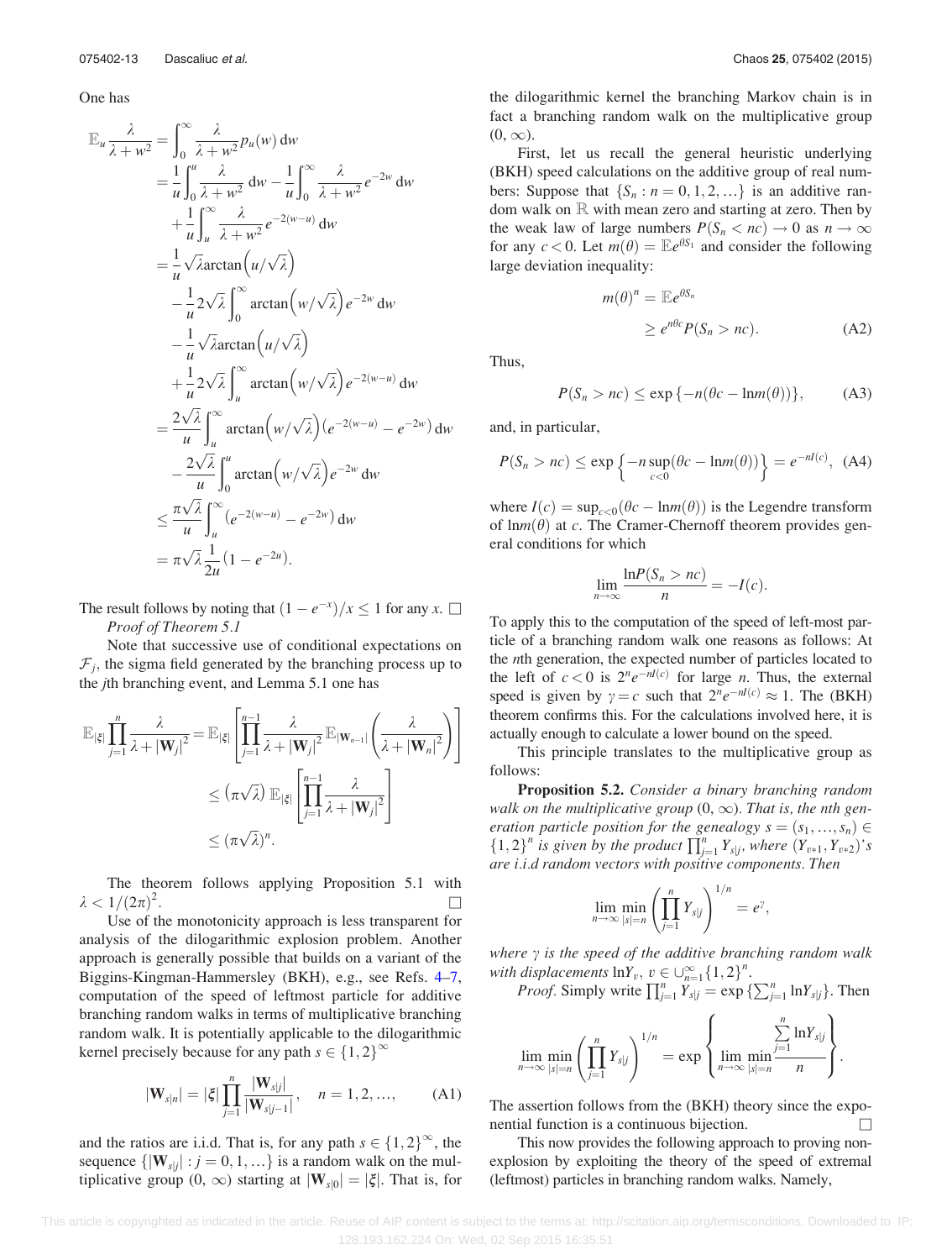One has

$$
\begin{aligned}
\mathbb{E}_u \frac{\lambda}{\lambda + w^2} &= \int_0^\infty \frac{\lambda}{\lambda + w^2} p_u(w)\,\mathrm{d}w \\
&= \frac{1}{u}\int_0^u \frac{\lambda}{\lambda + w^2}\,\mathrm{d}w - \frac{1}{u}\int_0^\infty \frac{\lambda}{\lambda + w^2} e^{-2w}\,\mathrm{d}w \\
&\quad + \frac{1}{u}\int_u^\infty \frac{\lambda}{\lambda + w^2} e^{-2(w-u)}\,\mathrm{d}w \\
&= \frac{1}{u}\sqrt{\lambda}\arctan\left(u/\sqrt{\lambda}\right) \\
&\quad - \frac{1}{u}2\sqrt{\lambda}\int_0^\infty \arctan\left(w/\sqrt{\lambda}\right) e^{-2w}\,\mathrm{d}w \\
&\quad - \frac{1}{u}\sqrt{\lambda}\arctan\left(u/\sqrt{\lambda}\right) \\
&\quad + \frac{1}{u}2\sqrt{\lambda}\int_u^\infty \arctan\left(w/\sqrt{\lambda}\right) e^{-2(w-u)}\,\mathrm{d}w \\
&= \frac{2\sqrt{\lambda}}{u}\int_u^\infty \arctan\left(w/\sqrt{\lambda}\right)\left(e^{-2(w-u)} - e^{-2w}\right)\mathrm{d}w \\
&\quad - \frac{2\sqrt{\lambda}}{u}\int_0^u \arctan\left(w/\sqrt{\lambda}\right) e^{-2w}\,\mathrm{d}w \\
&\le \frac{\pi\sqrt{\lambda}}{u}\int_u^\infty \left(e^{-2(w-u)} - e^{-2w}\right)\mathrm{d}w \\
&= \pi\sqrt{\lambda}\,\frac{1}{2u}\left(1 - e^{-2u}\right).
\end{aligned}
$$

The result follows by noting that $(1-e^{-x})/x \le 1$ for any $x$. □

*Proof of Theorem 5.1*

Note that successive use of conditional expectations on $\mathcal{F}_j$, the sigma field generated by the branching process up to the $j$th branching event, and Lemma 5.1 one has

$$
\begin{aligned}
\mathbb{E}_{|\xi|}\prod_{j=1}^{n}\frac{\lambda}{\lambda + |\mathbf{W}_j|^2} &= \mathbb{E}_{|\xi|}\left[\prod_{j=1}^{n-1}\frac{\lambda}{\lambda + |\mathbf{W}_j|^2}\,\mathbb{E}_{|\mathbf{W}_{n-1}|}\left(\frac{\lambda}{\lambda + |\mathbf{W}_n|^2}\right)\right] \\
&\le \left(\pi\sqrt{\lambda}\right)\mathbb{E}_{|\xi|}\left[\prod_{j=1}^{n-1}\frac{\lambda}{\lambda + |\mathbf{W}_j|^2}\right] \\
&\le (\pi\sqrt{\lambda})^n.
\end{aligned}
$$

The theorem follows applying Proposition 5.1 with $\lambda < 1/(2\pi)^2$. □

Use of the monotonicity approach is less transparent for analysis of the dilogarithmic explosion problem. Another approach is generally possible that builds on a variant of the Biggins-Kingman-Hammersley (BKH), e.g., see Refs. 4–7, computation of the speed of leftmost particle for additive branching random walks in terms of multiplicative branching random walk. It is potentially applicable to the dilogarithmic kernel precisely because for any path $s \in \{1,2\}^\infty$

$$
|\mathbf{W}_{s|n}| = |\xi|\prod_{j=1}^{n}\frac{|\mathbf{W}_{s|j}|}{|\mathbf{W}_{s|j-1}|}, \quad n = 1,2,\ldots, \tag{A1}
$$

and the ratios are i.i.d. That is, for any path $s \in \{1,2\}^\infty$, the sequence $\{|\mathbf{W}_{s|j}| : j = 0,1,\ldots\}$ is a random walk on the multiplicative group $(0,\infty)$ starting at $|\mathbf{W}_{s|0}| = |\xi|$. That is, for the dilogarithmic kernel the branching Markov chain is in fact a branching random walk on the multiplicative group $(0,\infty)$.

First, let us recall the general heuristic underlying (BKH) speed calculations on the additive group of real numbers: Suppose that $\{S_n : n = 0,1,2,\ldots\}$ is an additive random walk on $\mathbb{R}$ with mean zero and starting at zero. Then by the weak law of large numbers $P(S_n < nc) \to 0$ as $n \to \infty$ for any $c < 0$. Let $m(\theta) = \mathbb{E}e^{\theta S_1}$ and consider the following large deviation inequality:

$$
\begin{aligned}
m(\theta)^n &= \mathbb{E}e^{\theta S_n} \\
&\ge e^{n\theta c}P(S_n > nc).
\end{aligned} \tag{A2}
$$

Thus,

$$
P(S_n > nc) \le \exp\{-n(\theta c - \ln m(\theta))\}, \tag{A3}
$$

and, in particular,

$$
P(S_n > nc) \le \exp\left\{-n\sup_{c<0}(\theta c - \ln m(\theta))\right\} = e^{-nI(c)}, \tag{A4}
$$

where $I(c) = \sup_{c<0}(\theta c - \ln m(\theta))$ is the Legendre transform of $\ln m(\theta)$ at $c$. The Cramer-Chernoff theorem provides general conditions for which

$$
\lim_{n\to\infty}\frac{\ln P(S_n > nc)}{n} = -I(c).
$$

To apply this to the computation of the speed of left-most particle of a branching random walk one reasons as follows: At the $n$th generation, the expected number of particles located to the left of $c < 0$ is $2^n e^{-nI(c)}$ for large $n$. Thus, the external speed is given by $\gamma = c$ such that $2^n e^{-nI(c)} \approx 1$. The (BKH) theorem confirms this. For the calculations involved here, it is actually enough to calculate a lower bound on the speed.

This principle translates to the multiplicative group as follows:

**Proposition 5.2.** *Consider a binary branching random walk on the multiplicative group $(0,\infty)$. That is, the nth generation particle position for the genealogy $s = (s_1,\ldots,s_n) \in \{1,2\}^n$ is given by the product $\prod_{j=1}^n Y_{s|j}$, where $(Y_{v*1}, Y_{v*2})$'s are i.i.d random vectors with positive components. Then*

$$
\lim_{n\to\infty}\min_{|s|=n}\left(\prod_{j=1}^{n}Y_{s|j}\right)^{1/n} = e^{\gamma},
$$

*where $\gamma$ is the speed of the additive branching random walk with displacements $\ln Y_v$, $v \in \cup_{n=1}^\infty\{1,2\}^n$.*

*Proof.* Simply write $\prod_{j=1}^n Y_{s|j} = \exp\{\sum_{j=1}^n \ln Y_{s|j}\}$. Then

$$
\lim_{n\to\infty}\min_{|s|=n}\left(\prod_{j=1}^{n}Y_{s|j}\right)^{1/n} = \exp\left\{\lim_{n\to\infty}\min_{|s|=n}\frac{\sum_{j=1}^{n}\ln Y_{s|j}}{n}\right\}.
$$

The assertion follows from the (BKH) theory since the exponential function is a continuous bijection. □

This now provides the following approach to proving non-explosion by exploiting the theory of the speed of extremal (leftmost) particles in branching random walks. Namely,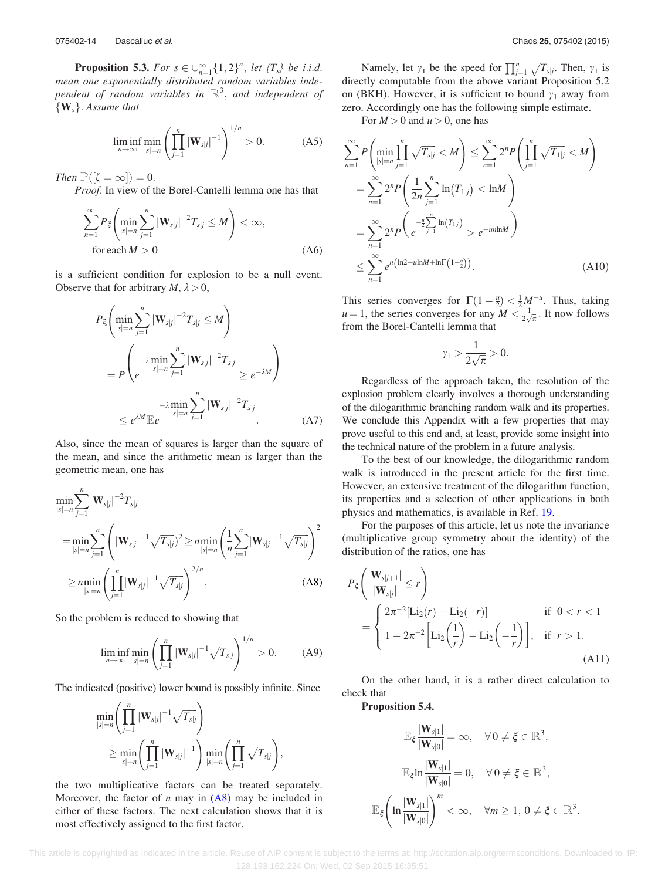**Proposition 5.3.** *For $s \in \cup_{n=1}^{\infty}\{1,2\}^n$, let $\{T_s\}$ be i.i.d. mean one exponentially distributed random variables independent of random variables in $\mathbb{R}^3$, and independent of $\{\mathbf{W}_s\}$. Assume that*

$$\liminf_{n\to\infty} \min_{|s|=n} \left( \prod_{j=1}^{n} |\mathbf{W}_{s|j}|^{-1} \right)^{1/n} > 0. \tag{A5}$$

*Then $\mathbb{P}([\zeta = \infty]) = 0$.*

*Proof.* In view of the Borel-Cantelli lemma one has that

$$\sum_{n=1}^{\infty} P_{\xi}\left( \min_{|s|=n} \sum_{j=1}^{n} |\mathbf{W}_{s|j}|^{-2} T_{s|j} \le M \right) < \infty, \quad \text{for each } M > 0 \tag{A6}$$

is a sufficient condition for explosion to be a null event. Observe that for arbitrary $M, \lambda > 0$,

$$\begin{aligned} P_{\xi}\left( \min_{|s|=n} \sum_{j=1}^{n} |\mathbf{W}_{s|j}|^{-2} T_{s|j} \le M \right) &= P\left( e^{-\lambda \min_{|s|=n} \sum_{j=1}^{n} |\mathbf{W}_{s|j}|^{-2} T_{s|j}} \ge e^{-\lambda M} \right) \\ &\le e^{\lambda M} \mathbb{E} e^{-\lambda \min_{|s|=n} \sum_{j=1}^{n} |\mathbf{W}_{s|j}|^{-2} T_{s|j}}. \end{aligned} \tag{A7}$$

Also, since the mean of squares is larger than the square of the mean, and since the arithmetic mean is larger than the geometric mean, one has

$$\begin{aligned} \min_{|s|=n} \sum_{j=1}^{n} |\mathbf{W}_{s|j}|^{-2} T_{s|j} &= \min_{|s|=n} \sum_{j=1}^{n} \left( |\mathbf{W}_{s|j}|^{-1} \sqrt{T_{s|j}} \right)^2 \ge n \min_{|s|=n} \left( \frac{1}{n} \sum_{j=1}^{n} |\mathbf{W}_{s|j}|^{-1} \sqrt{T_{s|j}} \right)^2 \\ &\ge n \min_{|s|=n} \left( \prod_{j=1}^{n} |\mathbf{W}_{s|j}|^{-1} \sqrt{T_{s|j}} \right)^{2/n}. \end{aligned} \tag{A8}$$

So the problem is reduced to showing that

$$\liminf_{n\to\infty} \min_{|s|=n} \left( \prod_{j=1}^{n} |\mathbf{W}_{s|j}|^{-1} \sqrt{T_{s|j}} \right)^{1/n} > 0. \tag{A9}$$

The indicated (positive) lower bound is possibly infinite. Since

$$\min_{|s|=n} \left( \prod_{j=1}^{n} |\mathbf{W}_{s|j}|^{-1} \sqrt{T_{s|j}} \right) \ge \min_{|s|=n} \left( \prod_{j=1}^{n} |\mathbf{W}_{s|j}|^{-1} \right) \min_{|s|=n} \left( \prod_{j=1}^{n} \sqrt{T_{s|j}} \right),$$

the two multiplicative factors can be treated separately. Moreover, the factor of $n$ may in (A8) may be included in either of these factors. The next calculation shows that it is most effectively assigned to the first factor.

Namely, let $\gamma_1$ be the speed for $\prod_{j=1}^{n} \sqrt{T_{s|j}}$. Then, $\gamma_1$ is directly computable from the above variant Proposition 5.2 on (BKH). However, it is sufficient to bound $\gamma_1$ away from zero. Accordingly one has the following simple estimate.

For $M > 0$ and $u > 0$, one has

$$\begin{aligned} \sum_{n=1}^{\infty} P\left( \min_{|s|=n} \prod_{j=1}^{n} \sqrt{T_{s|j}} < M \right) &\le \sum_{n=1}^{\infty} 2^n P\left( \prod_{j=1}^{n} \sqrt{T_{1|j}} < M \right) \\ &= \sum_{n=1}^{\infty} 2^n P\left( \frac{1}{2n} \sum_{j=1}^{n} \ln(T_{1|j}) < \ln M \right) \\ &= \sum_{n=1}^{\infty} 2^n P\left( e^{-\frac{u}{2}\sum_{j=1}^{n} \ln(T_{1|j})} > e^{-un\ln M} \right) \\ &\le \sum_{n=1}^{\infty} e^{n\left(\ln 2 + u\ln M + \ln\Gamma\left(1-\frac{u}{2}\right)\right)}. \end{aligned} \tag{A10}$$

This series converges for $\Gamma(1-\frac{u}{2}) < \frac{1}{2}M^{-u}$. Thus, taking $u = 1$, the series converges for any $M < \frac{1}{2\sqrt{\pi}}$. It now follows from the Borel-Cantelli lemma that

$$\gamma_1 > \frac{1}{2\sqrt{\pi}} > 0.$$

Regardless of the approach taken, the resolution of the explosion problem clearly involves a thorough understanding of the dilogarithmic branching random walk and its properties. We conclude this Appendix with a few properties that may prove useful to this end and, at least, provide some insight into the technical nature of the problem in a future analysis.

To the best of our knowledge, the dilogarithmic random walk is introduced in the present article for the first time. However, an extensive treatment of the dilogarithm function, its properties and a selection of other applications in both physics and mathematics, is available in Ref. 19.

For the purposes of this article, let us note the invariance (multiplicative group symmetry about the identity) of the distribution of the ratios, one has

$$P_{\xi}\left( \frac{|\mathbf{W}_{s|j+1}|}{|\mathbf{W}_{s|j}|} \le r \right) = \begin{cases} 2\pi^{-2}[\mathrm{Li}_2(r) - \mathrm{Li}_2(-r)] & \text{if } 0 < r < 1 \\ 1 - 2\pi^{-2}\left[\mathrm{Li}_2\left(\frac{1}{r}\right) - \mathrm{Li}_2\left(-\frac{1}{r}\right)\right], & \text{if } r > 1. \end{cases} \tag{A11}$$

On the other hand, it is a rather direct calculation to check that

**Proposition 5.4.**

$$\mathbb{E}_{\xi} \frac{|\mathbf{W}_{s|1}|}{|\mathbf{W}_{s|0}|} = \infty, \quad \forall\, 0 \ne \boldsymbol{\xi} \in \mathbb{R}^3,$$

$$\mathbb{E}_{\xi} \ln \frac{|\mathbf{W}_{s|1}|}{|\mathbf{W}_{s|0}|} = 0, \quad \forall\, 0 \ne \boldsymbol{\xi} \in \mathbb{R}^3,$$

$$\mathbb{E}_{\xi} \left( \ln \frac{|\mathbf{W}_{s|1}|}{|\mathbf{W}_{s|0}|} \right)^m < \infty, \quad \forall m \ge 1,\ 0 \ne \boldsymbol{\xi} \in \mathbb{R}^3.$$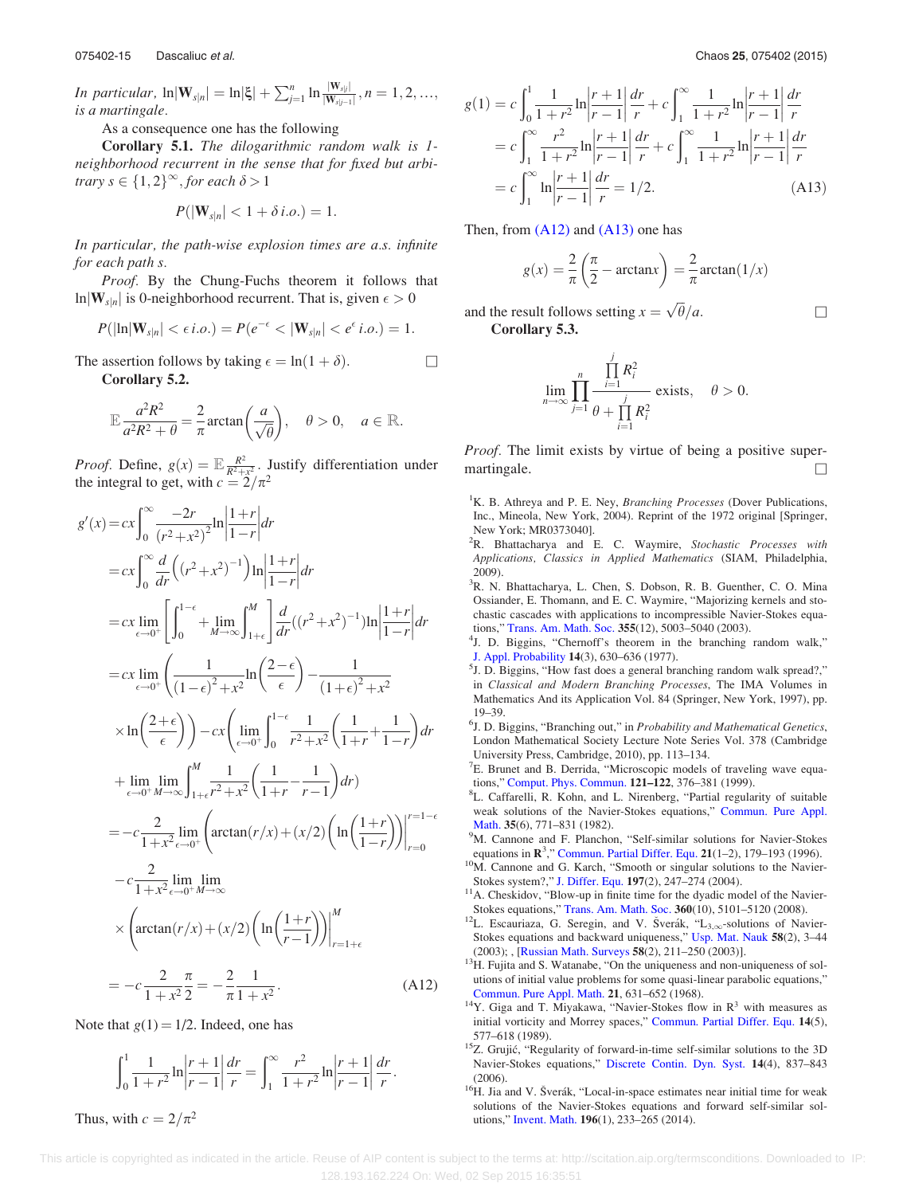*In particular,* $\ln|\mathbf{W}_{s|n}| = \ln|\xi| + \sum_{j=1}^n \ln\frac{|\mathbf{W}_{s|j}|}{|\mathbf{W}_{s|j-1}|}, n = 1, 2, \ldots,$ *is a martingale.*

As a consequence one has the following

**Corollary 5.1.** *The dilogarithmic random walk is 1-neighborhood recurrent in the sense that for fixed but arbitrary* $s \in \{1,2\}^\infty$, *for each* $\delta > 1$

$$P(|\mathbf{W}_{s|n}| < 1 + \delta\, i.o.) = 1.$$

*In particular, the path-wise explosion times are a.s. infinite for each path s.*

*Proof.* By the Chung-Fuchs theorem it follows that $\ln|\mathbf{W}_{s|n}|$ is 0-neighborhood recurrent. That is, given $\epsilon > 0$

$$P(|\ln|\mathbf{W}_{s|n}| < \epsilon\, i.o.) = P(e^{-\epsilon} < |\mathbf{W}_{s|n}| < e^{\epsilon}\, i.o.) = 1.$$

The assertion follows by taking $\epsilon = \ln(1+\delta)$. □

**Corollary 5.2.**

$$\mathbb{E}\frac{a^2R^2}{a^2R^2+\theta} = \frac{2}{\pi}\arctan\left(\frac{a}{\sqrt{\theta}}\right), \quad \theta > 0, \quad a \in \mathbb{R}.$$

*Proof.* Define, $g(x) = \mathbb{E}\frac{R^2}{R^2+x^2}$. Justify differentiation under the integral to get, with $c = 2/\pi^2$

$$\begin{aligned}
g'(x) &= cx\int_0^\infty \frac{-2r}{(r^2+x^2)^2}\ln\left|\frac{1+r}{1-r}\right|dr \\
&= cx\int_0^\infty \frac{d}{dr}\left((r^2+x^2)^{-1}\right)\ln\left|\frac{1+r}{1-r}\right|dr \\
&= cx\lim_{\epsilon\to 0^+}\left[\int_0^{1-\epsilon} + \lim_{M\to\infty}\int_{1+\epsilon}^M\right]\frac{d}{dr}((r^2+x^2)^{-1})\ln\left|\frac{1+r}{1-r}\right|dr \\
&= cx\lim_{\epsilon\to 0^+}\left(\frac{1}{(1-\epsilon)^2+x^2}\ln\left(\frac{2-\epsilon}{\epsilon}\right) - \frac{1}{(1+\epsilon)^2+x^2}\right. \\
&\quad \left.\times\ln\left(\frac{2+\epsilon}{\epsilon}\right)\right) - cx\left(\lim_{\epsilon\to 0^+}\int_0^{1-\epsilon}\frac{1}{r^2+x^2}\left(\frac{1}{1+r}+\frac{1}{1-r}\right)dr\right. \\
&\quad \left.+\lim_{\epsilon\to 0^+}\lim_{M\to\infty}\int_{1+\epsilon}^M\frac{1}{r^2+x^2}\left(\frac{1}{1+r}-\frac{1}{r-1}\right)dr\right) \\
&= -c\frac{2}{1+x^2}\lim_{\epsilon\to 0^+}\left(\arctan(r/x)+(x/2)\left(\ln\left(\frac{1+r}{1-r}\right)\right)\right)\Bigg|_{r=0}^{r=1-\epsilon} \\
&\quad -c\frac{2}{1+x^2}\lim_{\epsilon\to 0^+}\lim_{M\to\infty} \\
&\quad \times\left(\arctan(r/x)+(x/2)\left(\ln\left(\frac{1+r}{r-1}\right)\right)\right)\Bigg|_{r=1+\epsilon}^{M} \\
&= -c\frac{2}{1+x^2}\frac{\pi}{2} = -\frac{2}{\pi}\frac{1}{1+x^2}.
\end{aligned} \tag{A12}$$

Note that $g(1) = 1/2$. Indeed, one has

$$\int_0^1 \frac{1}{1+r^2}\ln\left|\frac{r+1}{r-1}\right|\frac{dr}{r} = \int_1^\infty \frac{r^2}{1+r^2}\ln\left|\frac{r+1}{r-1}\right|\frac{dr}{r}.$$

Thus, with $c = 2/\pi^2$

$$\begin{aligned}
g(1) &= c\int_0^1 \frac{1}{1+r^2}\ln\left|\frac{r+1}{r-1}\right|\frac{dr}{r} + c\int_1^\infty \frac{1}{1+r^2}\ln\left|\frac{r+1}{r-1}\right|\frac{dr}{r} \\
&= c\int_1^\infty \frac{r^2}{1+r^2}\ln\left|\frac{r+1}{r-1}\right|\frac{dr}{r} + c\int_1^\infty \frac{1}{1+r^2}\ln\left|\frac{r+1}{r-1}\right|\frac{dr}{r} \\
&= c\int_1^\infty \ln\left|\frac{r+1}{r-1}\right|\frac{dr}{r} = 1/2.
\end{aligned} \tag{A13}$$

Then, from (A12) and (A13) one has

$$g(x) = \frac{2}{\pi}\left(\frac{\pi}{2} - \arctan x\right) = \frac{2}{\pi}\arctan(1/x)$$

and the result follows setting $x = \sqrt{\theta}/a$. □

**Corollary 5.3.**

$$\lim_{n\to\infty}\prod_{j=1}^n \frac{\prod_{i=1}^j R_i^2}{\theta + \prod_{i=1}^j R_i^2} \text{ exists}, \quad \theta > 0.$$

*Proof.* The limit exists by virtue of being a positive supermartingale. □

[1] K. B. Athreya and P. E. Ney, *Branching Processes* (Dover Publications, Inc., Mineola, New York, 2004). Reprint of the 1972 original [Springer, New York; MR0373040].

[2] R. Bhattacharya and E. C. Waymire, *Stochastic Processes with Applications, Classics in Applied Mathematics* (SIAM, Philadelphia, 2009).

[3] R. N. Bhattacharya, L. Chen, S. Dobson, R. B. Guenther, C. O. Mina Ossiander, E. Thomann, and E. C. Waymire, "Majorizing kernels and stochastic cascades with applications to incompressible Navier-Stokes equations," Trans. Am. Math. Soc. **355**(12), 5003–5040 (2003).

[4] J. D. Biggins, "Chernoff's theorem in the branching random walk," J. Appl. Probability **14**(3), 630–636 (1977).

[5] J. D. Biggins, "How fast does a general branching random walk spread?," in *Classical and Modern Branching Processes*, The IMA Volumes in Mathematics And its Application Vol. 84 (Springer, New York, 1997), pp. 19–39.

[6] J. D. Biggins, "Branching out," in *Probability and Mathematical Genetics*, London Mathematical Society Lecture Note Series Vol. 378 (Cambridge University Press, Cambridge, 2010), pp. 113–134.

[7] E. Brunet and B. Derrida, "Microscopic models of traveling wave equations," Comput. Phys. Commun. **121–122**, 376–381 (1999).

[8] L. Caffarelli, R. Kohn, and L. Nirenberg, "Partial regularity of suitable weak solutions of the Navier-Stokes equations," Commun. Pure Appl. Math. **35**(6), 771–831 (1982).

[9] M. Cannone and F. Planchon, "Self-similar solutions for Navier-Stokes equations in $\mathbf{R}^3$," Commun. Partial Differ. Equ. **21**(1–2), 179–193 (1996).

[10] M. Cannone and G. Karch, "Smooth or singular solutions to the Navier-Stokes system?," J. Differ. Equ. **197**(2), 247–274 (2004).

[11] A. Cheskidov, "Blow-up in finite time for the dyadic model of the Navier-Stokes equations," Trans. Am. Math. Soc. **360**(10), 5101–5120 (2008).

[12] L. Escauriaza, G. Seregin, and V. Šverák, "$L_{3,\infty}$-solutions of Navier-Stokes equations and backward uniqueness," Usp. Mat. Nauk **58**(2), 3–44 (2003); , [Russian Math. Surveys **58**(2), 211–250 (2003)].

[13] H. Fujita and S. Watanabe, "On the uniqueness and non-uniqueness of solutions of initial value problems for some quasi-linear parabolic equations," Commun. Pure Appl. Math. **21**, 631–652 (1968).

[14] Y. Giga and T. Miyakawa, "Navier-Stokes flow in $\mathbf{R}^3$ with measures as initial vorticity and Morrey spaces," Commun. Partial Differ. Equ. **14**(5), 577–618 (1989).

[15] Z. Grujić, "Regularity of forward-in-time self-similar solutions to the 3D Navier-Stokes equations," Discrete Contin. Dyn. Syst. **14**(4), 837–843 (2006).

[16] H. Jia and V. Šverák, "Local-in-space estimates near initial time for weak solutions of the Navier-Stokes equations and forward self-similar solutions," Invent. Math. **196**(1), 233–265 (2014).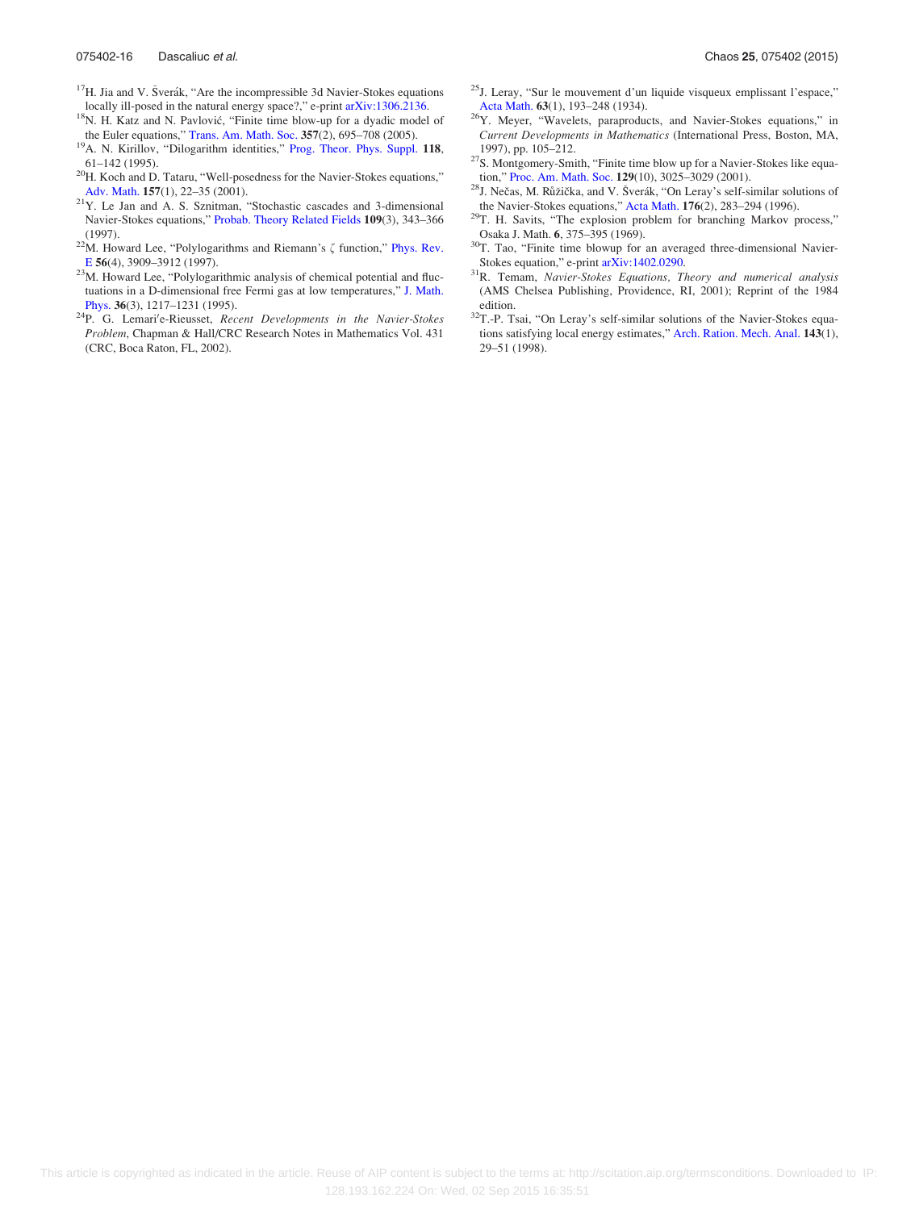[17] H. Jia and V. Šverák, "Are the incompressible 3d Navier-Stokes equations locally ill-posed in the natural energy space?," e-print arXiv:1306.2136.

[18] N. H. Katz and N. Pavlović, "Finite time blow-up for a dyadic model of the Euler equations," Trans. Am. Math. Soc. **357**(2), 695–708 (2005).

[19] A. N. Kirillov, "Dilogarithm identities," Prog. Theor. Phys. Suppl. **118**, 61–142 (1995).

[20] H. Koch and D. Tataru, "Well-posedness for the Navier-Stokes equations," Adv. Math. **157**(1), 22–35 (2001).

[21] Y. Le Jan and A. S. Sznitman, "Stochastic cascades and 3-dimensional Navier-Stokes equations," Probab. Theory Related Fields **109**(3), 343–366 (1997).

[22] M. Howard Lee, "Polylogarithms and Riemann's $\zeta$ function," Phys. Rev. E **56**(4), 3909–3912 (1997).

[23] M. Howard Lee, "Polylogarithmic analysis of chemical potential and fluctuations in a D-dimensional free Fermi gas at low temperatures," J. Math. Phys. **36**(3), 1217–1231 (1995).

[24] P. G. Lemari′e-Rieusset, *Recent Developments in the Navier-Stokes Problem*, Chapman & Hall/CRC Research Notes in Mathematics Vol. 431 (CRC, Boca Raton, FL, 2002).

[25] J. Leray, "Sur le mouvement d'un liquide visqueux emplissant l'espace," Acta Math. **63**(1), 193–248 (1934).

[26] Y. Meyer, "Wavelets, paraproducts, and Navier-Stokes equations," in *Current Developments in Mathematics* (International Press, Boston, MA, 1997), pp. 105–212.

[27] S. Montgomery-Smith, "Finite time blow up for a Navier-Stokes like equation," Proc. Am. Math. Soc. **129**(10), 3025–3029 (2001).

[28] J. Nečas, M. Růžička, and V. Šverák, "On Leray's self-similar solutions of the Navier-Stokes equations," Acta Math. **176**(2), 283–294 (1996).

[29] T. H. Savits, "The explosion problem for branching Markov process," Osaka J. Math. **6**, 375–395 (1969).

[30] T. Tao, "Finite time blowup for an averaged three-dimensional Navier-Stokes equation," e-print arXiv:1402.0290.

[31] R. Temam, *Navier-Stokes Equations, Theory and numerical analysis* (AMS Chelsea Publishing, Providence, RI, 2001); Reprint of the 1984 edition.

[32] T.-P. Tsai, "On Leray's self-similar solutions of the Navier-Stokes equations satisfying local energy estimates," Arch. Ration. Mech. Anal. **143**(1), 29–51 (1998).